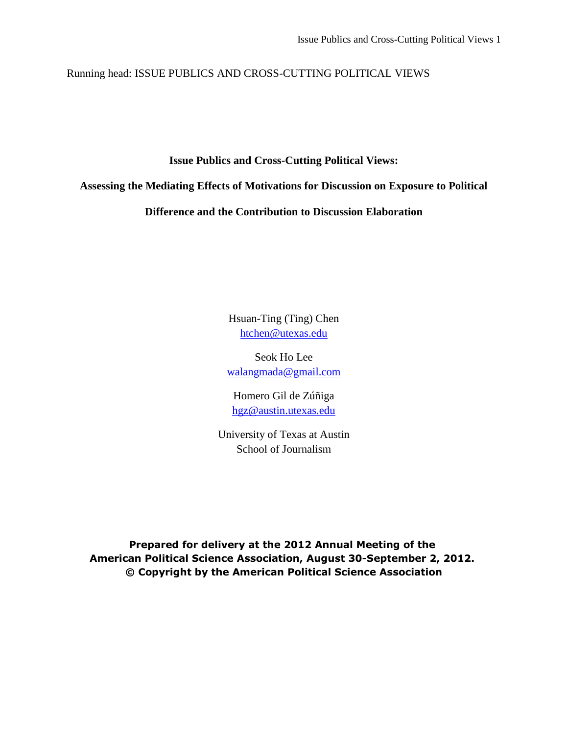Running head: ISSUE PUBLICS AND CROSS-CUTTING POLITICAL VIEWS

# Issue Publics and Cross-Cutting Political Views: Assessing the Mediating Effects of Motivations for Discussion on Exposure to Political Difference and the Contribution to Discussion Elaboration

Hsuan-Ting (Ting) Chen
htchen@utexas.edu

Seok Ho Lee
walangmada@gmail.com

Homero Gil de Zúñiga
hgz@austin.utexas.edu

University of Texas at Austin
School of Journalism

**Prepared for delivery at the 2012 Annual Meeting of the American Political Science Association, August 30-September 2, 2012.
© Copyright by the American Political Science Association**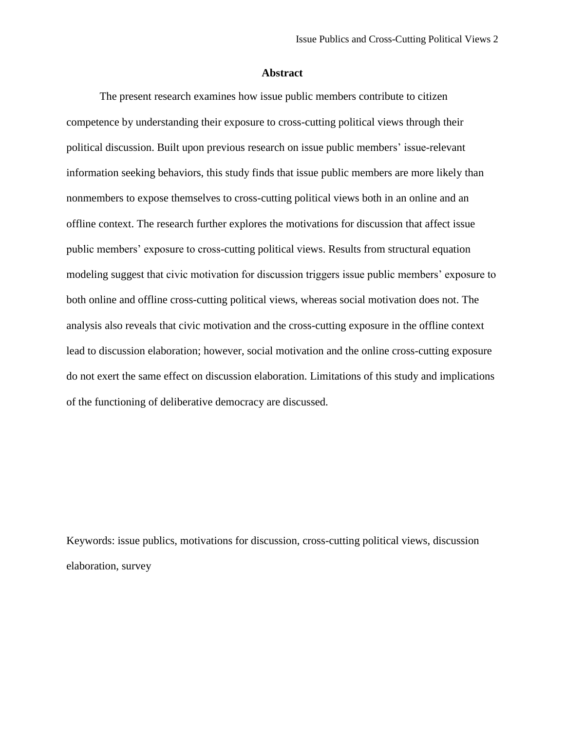# Abstract

The present research examines how issue public members contribute to citizen competence by understanding their exposure to cross-cutting political views through their political discussion. Built upon previous research on issue public members' issue-relevant information seeking behaviors, this study finds that issue public members are more likely than nonmembers to expose themselves to cross-cutting political views both in an online and an offline context. The research further explores the motivations for discussion that affect issue public members' exposure to cross-cutting political views. Results from structural equation modeling suggest that civic motivation for discussion triggers issue public members' exposure to both online and offline cross-cutting political views, whereas social motivation does not. The analysis also reveals that civic motivation and the cross-cutting exposure in the offline context lead to discussion elaboration; however, social motivation and the online cross-cutting exposure do not exert the same effect on discussion elaboration. Limitations of this study and implications of the functioning of deliberative democracy are discussed.

Keywords: issue publics, motivations for discussion, cross-cutting political views, discussion elaboration, survey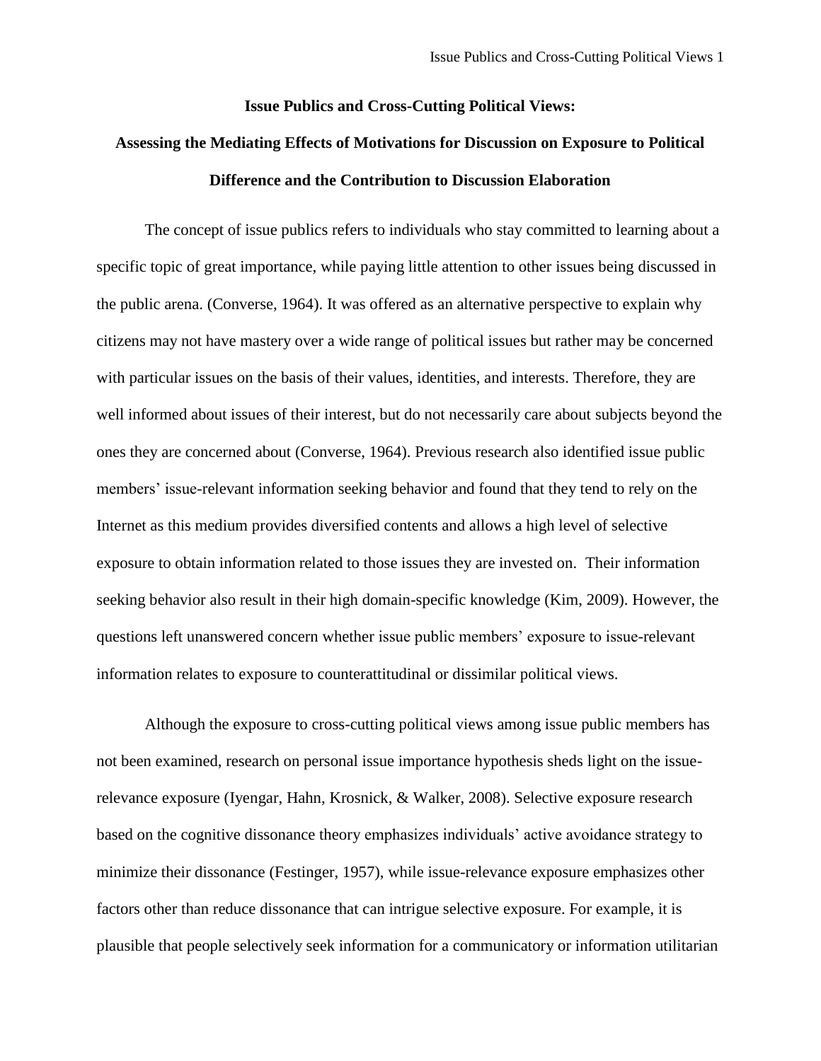**Issue Publics and Cross-Cutting Political Views:**

**Assessing the Mediating Effects of Motivations for Discussion on Exposure to Political Difference and the Contribution to Discussion Elaboration**

The concept of issue publics refers to individuals who stay committed to learning about a specific topic of great importance, while paying little attention to other issues being discussed in the public arena. (Converse, 1964). It was offered as an alternative perspective to explain why citizens may not have mastery over a wide range of political issues but rather may be concerned with particular issues on the basis of their values, identities, and interests. Therefore, they are well informed about issues of their interest, but do not necessarily care about subjects beyond the ones they are concerned about (Converse, 1964). Previous research also identified issue public members' issue-relevant information seeking behavior and found that they tend to rely on the Internet as this medium provides diversified contents and allows a high level of selective exposure to obtain information related to those issues they are invested on. Their information seeking behavior also result in their high domain-specific knowledge (Kim, 2009). However, the questions left unanswered concern whether issue public members' exposure to issue-relevant information relates to exposure to counterattitudinal or dissimilar political views.

Although the exposure to cross-cutting political views among issue public members has not been examined, research on personal issue importance hypothesis sheds light on the issue-relevance exposure (Iyengar, Hahn, Krosnick, & Walker, 2008). Selective exposure research based on the cognitive dissonance theory emphasizes individuals' active avoidance strategy to minimize their dissonance (Festinger, 1957), while issue-relevance exposure emphasizes other factors other than reduce dissonance that can intrigue selective exposure. For example, it is plausible that people selectively seek information for a communicatory or information utilitarian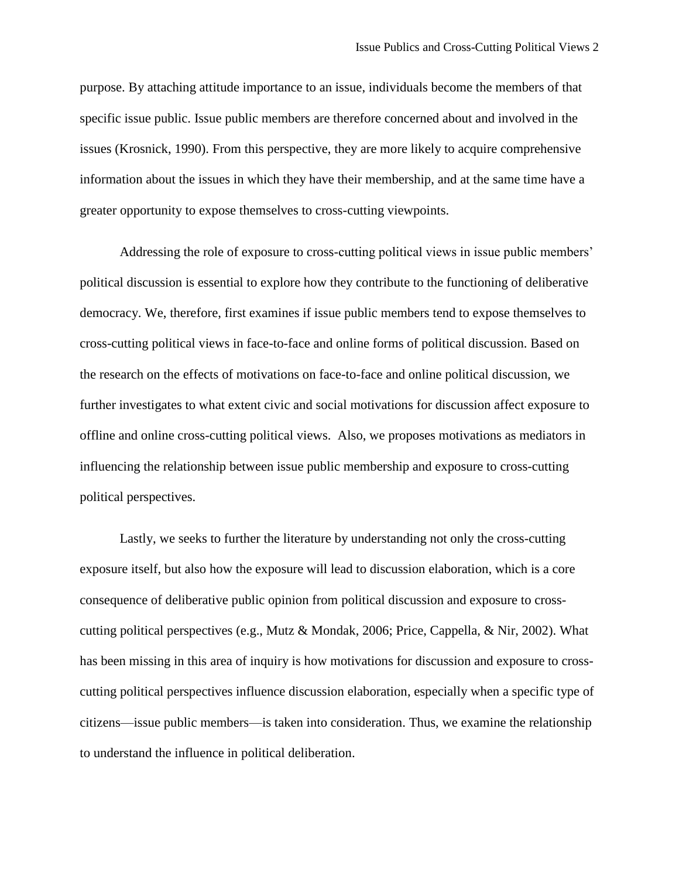purpose. By attaching attitude importance to an issue, individuals become the members of that specific issue public. Issue public members are therefore concerned about and involved in the issues (Krosnick, 1990). From this perspective, they are more likely to acquire comprehensive information about the issues in which they have their membership, and at the same time have a greater opportunity to expose themselves to cross-cutting viewpoints.

Addressing the role of exposure to cross-cutting political views in issue public members' political discussion is essential to explore how they contribute to the functioning of deliberative democracy. We, therefore, first examines if issue public members tend to expose themselves to cross-cutting political views in face-to-face and online forms of political discussion. Based on the research on the effects of motivations on face-to-face and online political discussion, we further investigates to what extent civic and social motivations for discussion affect exposure to offline and online cross-cutting political views. Also, we proposes motivations as mediators in influencing the relationship between issue public membership and exposure to cross-cutting political perspectives.

Lastly, we seeks to further the literature by understanding not only the cross-cutting exposure itself, but also how the exposure will lead to discussion elaboration, which is a core consequence of deliberative public opinion from political discussion and exposure to cross-cutting political perspectives (e.g., Mutz & Mondak, 2006; Price, Cappella, & Nir, 2002). What has been missing in this area of inquiry is how motivations for discussion and exposure to cross-cutting political perspectives influence discussion elaboration, especially when a specific type of citizens—issue public members—is taken into consideration. Thus, we examine the relationship to understand the influence in political deliberation.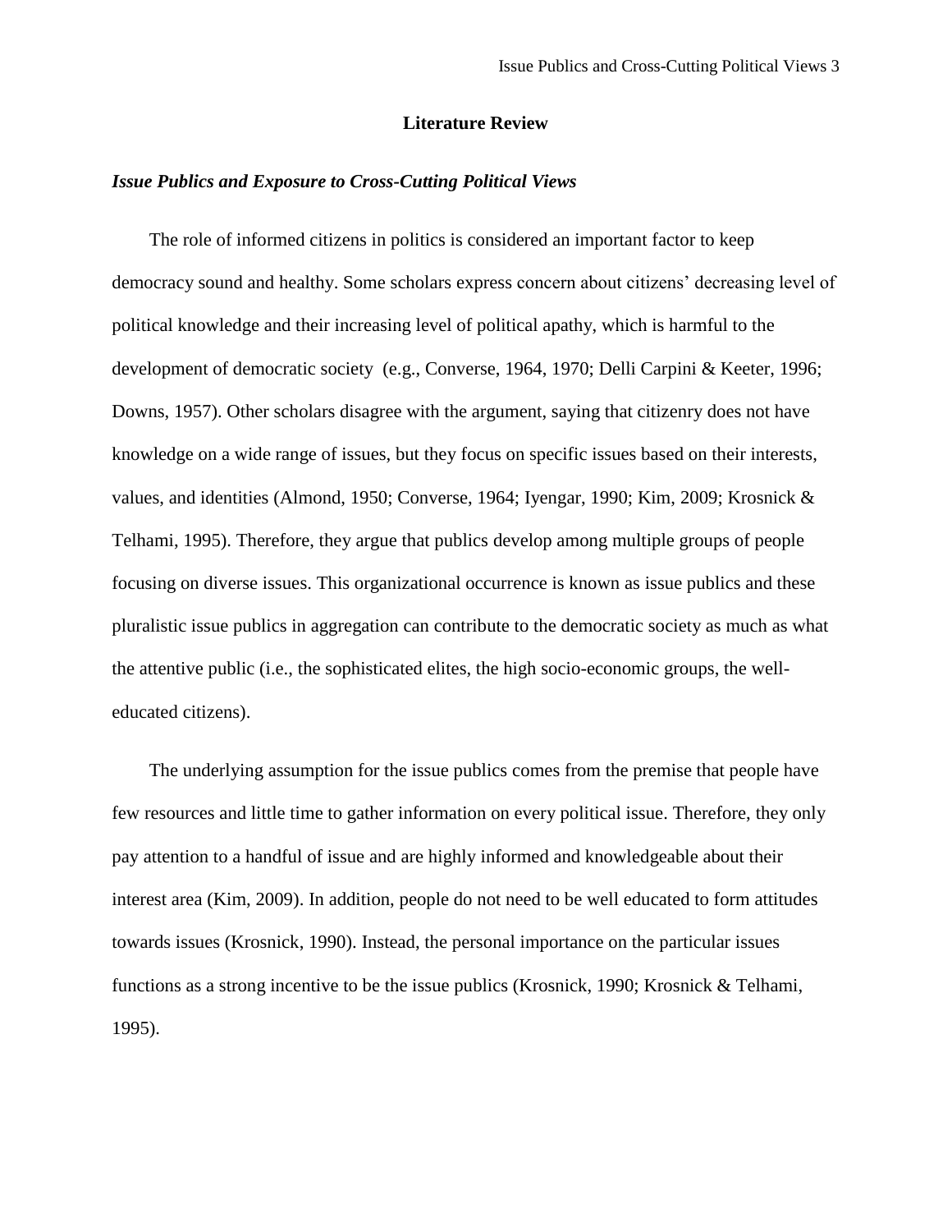## Literature Review

### *Issue Publics and Exposure to Cross-Cutting Political Views*

The role of informed citizens in politics is considered an important factor to keep democracy sound and healthy. Some scholars express concern about citizens' decreasing level of political knowledge and their increasing level of political apathy, which is harmful to the development of democratic society (e.g., Converse, 1964, 1970; Delli Carpini & Keeter, 1996; Downs, 1957). Other scholars disagree with the argument, saying that citizenry does not have knowledge on a wide range of issues, but they focus on specific issues based on their interests, values, and identities (Almond, 1950; Converse, 1964; Iyengar, 1990; Kim, 2009; Krosnick & Telhami, 1995). Therefore, they argue that publics develop among multiple groups of people focusing on diverse issues. This organizational occurrence is known as issue publics and these pluralistic issue publics in aggregation can contribute to the democratic society as much as what the attentive public (i.e., the sophisticated elites, the high socio-economic groups, the well-educated citizens).

The underlying assumption for the issue publics comes from the premise that people have few resources and little time to gather information on every political issue. Therefore, they only pay attention to a handful of issue and are highly informed and knowledgeable about their interest area (Kim, 2009). In addition, people do not need to be well educated to form attitudes towards issues (Krosnick, 1990). Instead, the personal importance on the particular issues functions as a strong incentive to be the issue publics (Krosnick, 1990; Krosnick & Telhami, 1995).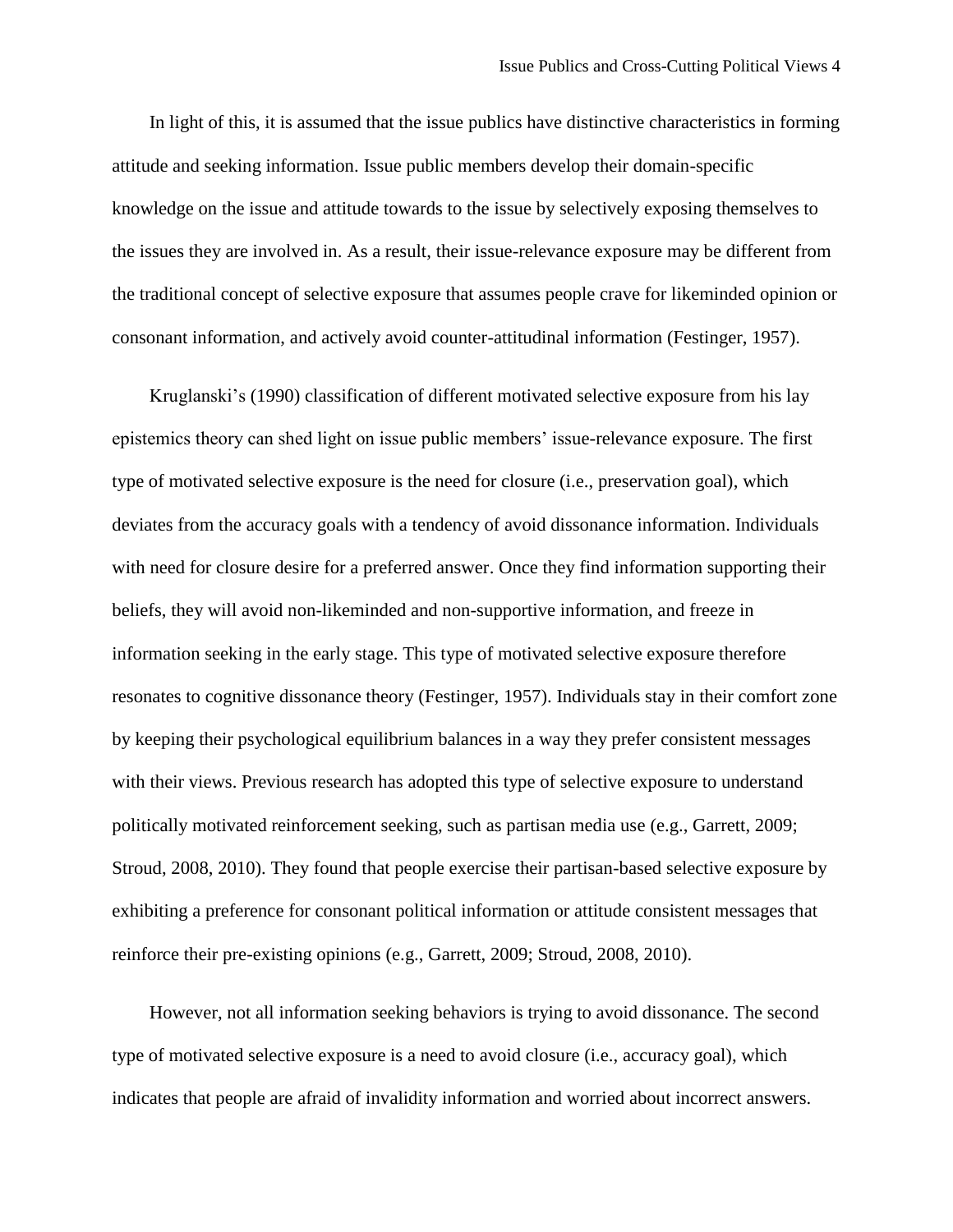In light of this, it is assumed that the issue publics have distinctive characteristics in forming attitude and seeking information. Issue public members develop their domain-specific knowledge on the issue and attitude towards to the issue by selectively exposing themselves to the issues they are involved in. As a result, their issue-relevance exposure may be different from the traditional concept of selective exposure that assumes people crave for likeminded opinion or consonant information, and actively avoid counter-attitudinal information (Festinger, 1957).

Kruglanski's (1990) classification of different motivated selective exposure from his lay epistemics theory can shed light on issue public members' issue-relevance exposure. The first type of motivated selective exposure is the need for closure (i.e., preservation goal), which deviates from the accuracy goals with a tendency of avoid dissonance information. Individuals with need for closure desire for a preferred answer. Once they find information supporting their beliefs, they will avoid non-likeminded and non-supportive information, and freeze in information seeking in the early stage. This type of motivated selective exposure therefore resonates to cognitive dissonance theory (Festinger, 1957). Individuals stay in their comfort zone by keeping their psychological equilibrium balances in a way they prefer consistent messages with their views. Previous research has adopted this type of selective exposure to understand politically motivated reinforcement seeking, such as partisan media use (e.g., Garrett, 2009; Stroud, 2008, 2010). They found that people exercise their partisan-based selective exposure by exhibiting a preference for consonant political information or attitude consistent messages that reinforce their pre-existing opinions (e.g., Garrett, 2009; Stroud, 2008, 2010).

However, not all information seeking behaviors is trying to avoid dissonance. The second type of motivated selective exposure is a need to avoid closure (i.e., accuracy goal), which indicates that people are afraid of invalidity information and worried about incorrect answers.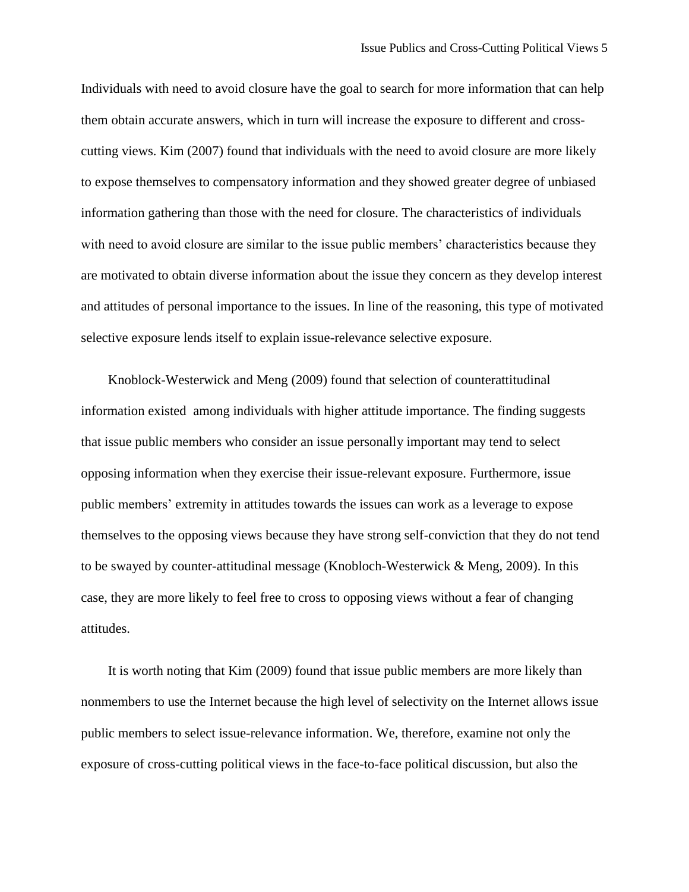Individuals with need to avoid closure have the goal to search for more information that can help them obtain accurate answers, which in turn will increase the exposure to different and cross-cutting views. Kim (2007) found that individuals with the need to avoid closure are more likely to expose themselves to compensatory information and they showed greater degree of unbiased information gathering than those with the need for closure. The characteristics of individuals with need to avoid closure are similar to the issue public members' characteristics because they are motivated to obtain diverse information about the issue they concern as they develop interest and attitudes of personal importance to the issues. In line of the reasoning, this type of motivated selective exposure lends itself to explain issue-relevance selective exposure.

Knoblock-Westerwick and Meng (2009) found that selection of counterattitudinal information existed among individuals with higher attitude importance. The finding suggests that issue public members who consider an issue personally important may tend to select opposing information when they exercise their issue-relevant exposure. Furthermore, issue public members' extremity in attitudes towards the issues can work as a leverage to expose themselves to the opposing views because they have strong self-conviction that they do not tend to be swayed by counter-attitudinal message (Knobloch-Westerwick & Meng, 2009). In this case, they are more likely to feel free to cross to opposing views without a fear of changing attitudes.

It is worth noting that Kim (2009) found that issue public members are more likely than nonmembers to use the Internet because the high level of selectivity on the Internet allows issue public members to select issue-relevance information. We, therefore, examine not only the exposure of cross-cutting political views in the face-to-face political discussion, but also the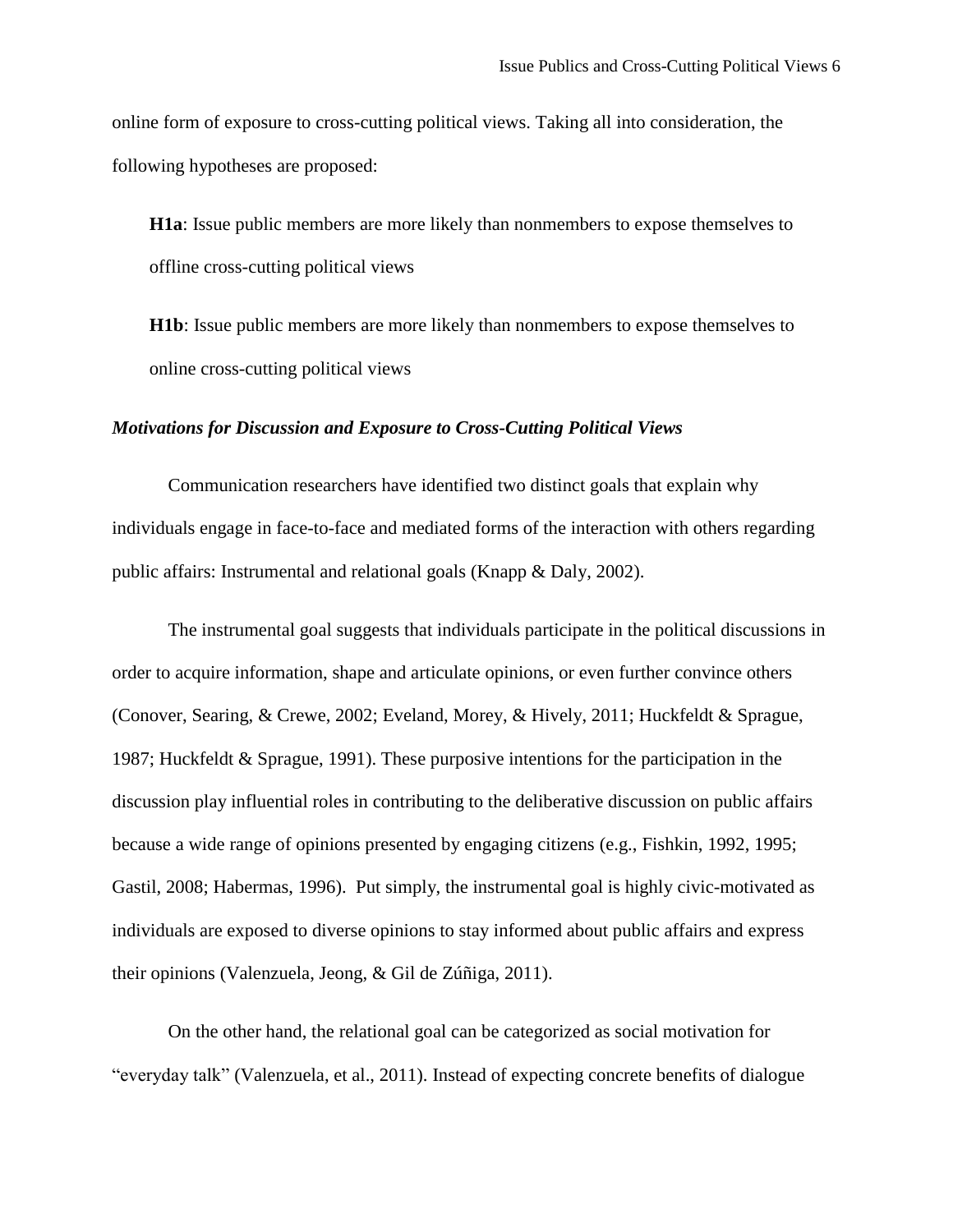online form of exposure to cross-cutting political views. Taking all into consideration, the following hypotheses are proposed:

**H1a**: Issue public members are more likely than nonmembers to expose themselves to offline cross-cutting political views

**H1b**: Issue public members are more likely than nonmembers to expose themselves to online cross-cutting political views

### *Motivations for Discussion and Exposure to Cross-Cutting Political Views*

Communication researchers have identified two distinct goals that explain why individuals engage in face-to-face and mediated forms of the interaction with others regarding public affairs: Instrumental and relational goals (Knapp & Daly, 2002).

The instrumental goal suggests that individuals participate in the political discussions in order to acquire information, shape and articulate opinions, or even further convince others (Conover, Searing, & Crewe, 2002; Eveland, Morey, & Hively, 2011; Huckfeldt & Sprague, 1987; Huckfeldt & Sprague, 1991). These purposive intentions for the participation in the discussion play influential roles in contributing to the deliberative discussion on public affairs because a wide range of opinions presented by engaging citizens (e.g., Fishkin, 1992, 1995; Gastil, 2008; Habermas, 1996). Put simply, the instrumental goal is highly civic-motivated as individuals are exposed to diverse opinions to stay informed about public affairs and express their opinions (Valenzuela, Jeong, & Gil de Zúñiga, 2011).

On the other hand, the relational goal can be categorized as social motivation for "everyday talk" (Valenzuela, et al., 2011). Instead of expecting concrete benefits of dialogue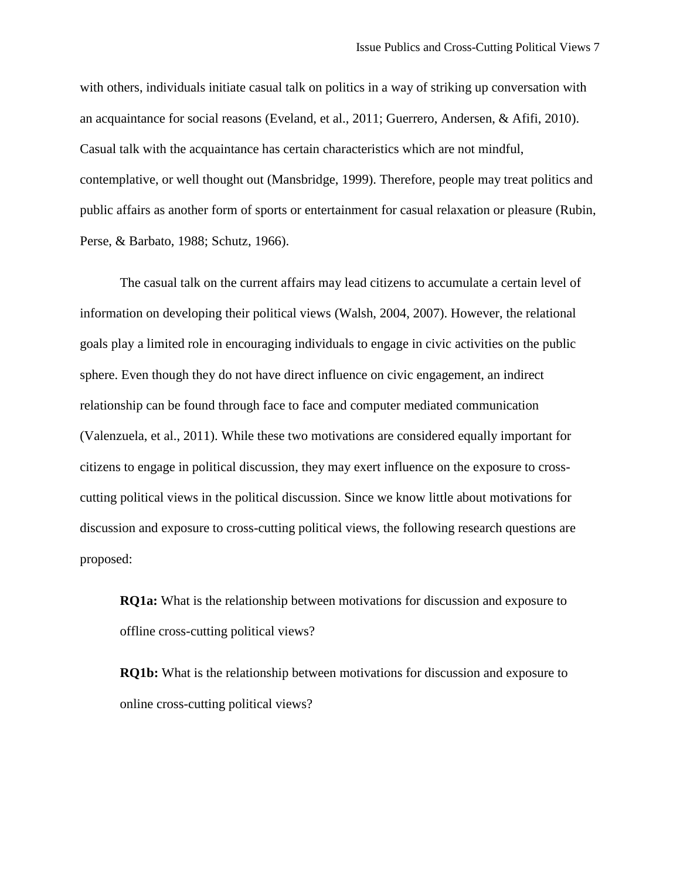with others, individuals initiate casual talk on politics in a way of striking up conversation with an acquaintance for social reasons (Eveland, et al., 2011; Guerrero, Andersen, & Afifi, 2010). Casual talk with the acquaintance has certain characteristics which are not mindful, contemplative, or well thought out (Mansbridge, 1999). Therefore, people may treat politics and public affairs as another form of sports or entertainment for casual relaxation or pleasure (Rubin, Perse, & Barbato, 1988; Schutz, 1966).

The casual talk on the current affairs may lead citizens to accumulate a certain level of information on developing their political views (Walsh, 2004, 2007). However, the relational goals play a limited role in encouraging individuals to engage in civic activities on the public sphere. Even though they do not have direct influence on civic engagement, an indirect relationship can be found through face to face and computer mediated communication (Valenzuela, et al., 2011). While these two motivations are considered equally important for citizens to engage in political discussion, they may exert influence on the exposure to cross-cutting political views in the political discussion. Since we know little about motivations for discussion and exposure to cross-cutting political views, the following research questions are proposed:

**RQ1a:** What is the relationship between motivations for discussion and exposure to offline cross-cutting political views?

**RQ1b:** What is the relationship between motivations for discussion and exposure to online cross-cutting political views?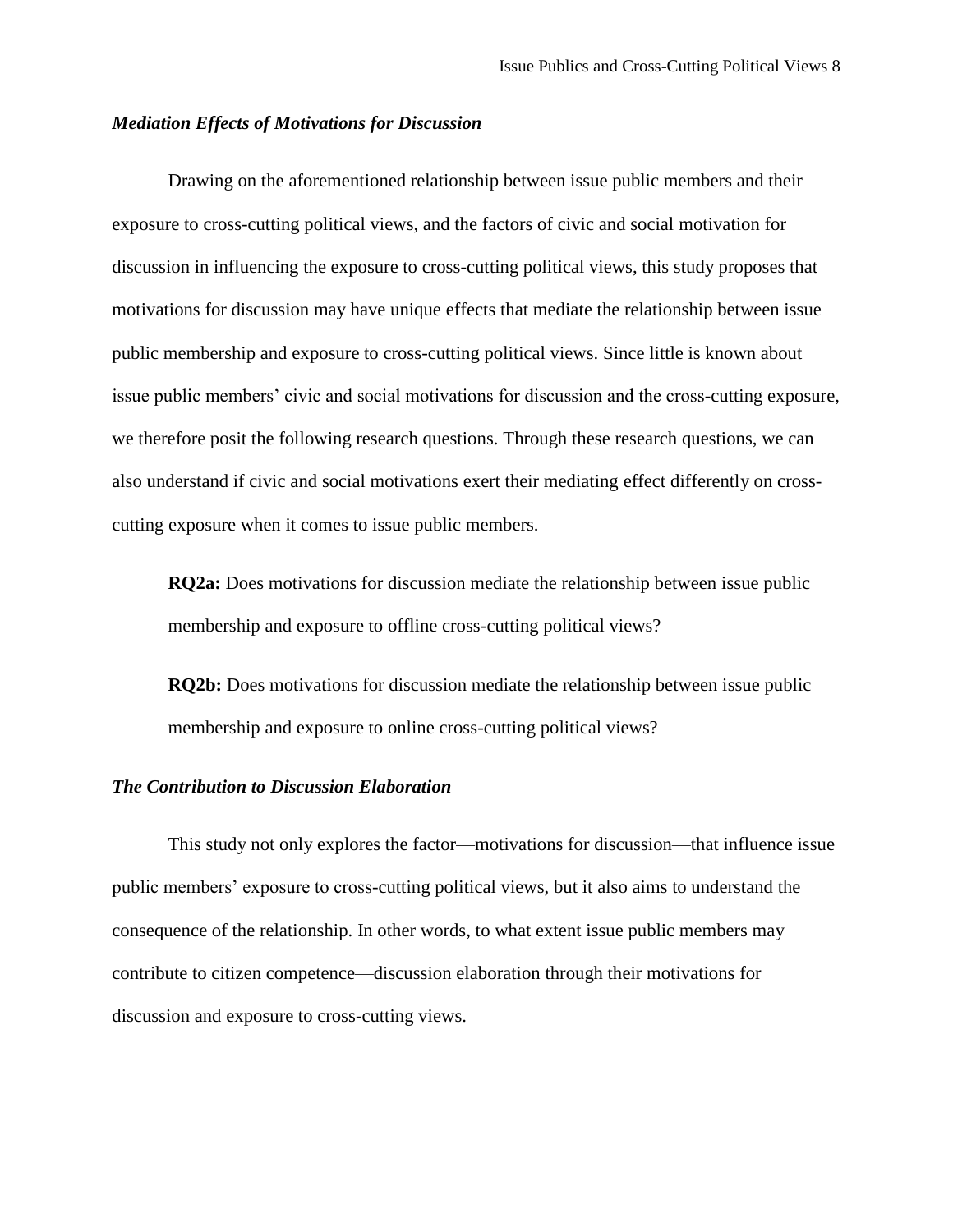### *Mediation Effects of Motivations for Discussion*

Drawing on the aforementioned relationship between issue public members and their exposure to cross-cutting political views, and the factors of civic and social motivation for discussion in influencing the exposure to cross-cutting political views, this study proposes that motivations for discussion may have unique effects that mediate the relationship between issue public membership and exposure to cross-cutting political views. Since little is known about issue public members' civic and social motivations for discussion and the cross-cutting exposure, we therefore posit the following research questions. Through these research questions, we can also understand if civic and social motivations exert their mediating effect differently on cross-cutting exposure when it comes to issue public members.

**RQ2a:** Does motivations for discussion mediate the relationship between issue public membership and exposure to offline cross-cutting political views?

**RQ2b:** Does motivations for discussion mediate the relationship between issue public membership and exposure to online cross-cutting political views?

### *The Contribution to Discussion Elaboration*

This study not only explores the factor—motivations for discussion—that influence issue public members' exposure to cross-cutting political views, but it also aims to understand the consequence of the relationship. In other words, to what extent issue public members may contribute to citizen competence—discussion elaboration through their motivations for discussion and exposure to cross-cutting views.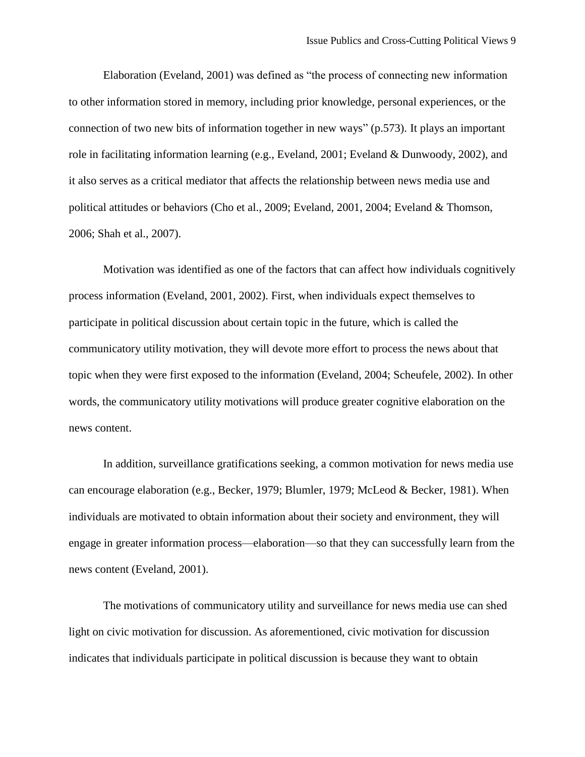Elaboration (Eveland, 2001) was defined as "the process of connecting new information to other information stored in memory, including prior knowledge, personal experiences, or the connection of two new bits of information together in new ways" (p.573). It plays an important role in facilitating information learning (e.g., Eveland, 2001; Eveland & Dunwoody, 2002), and it also serves as a critical mediator that affects the relationship between news media use and political attitudes or behaviors (Cho et al., 2009; Eveland, 2001, 2004; Eveland & Thomson, 2006; Shah et al., 2007).

Motivation was identified as one of the factors that can affect how individuals cognitively process information (Eveland, 2001, 2002). First, when individuals expect themselves to participate in political discussion about certain topic in the future, which is called the communicatory utility motivation, they will devote more effort to process the news about that topic when they were first exposed to the information (Eveland, 2004; Scheufele, 2002). In other words, the communicatory utility motivations will produce greater cognitive elaboration on the news content.

In addition, surveillance gratifications seeking, a common motivation for news media use can encourage elaboration (e.g., Becker, 1979; Blumler, 1979; McLeod & Becker, 1981). When individuals are motivated to obtain information about their society and environment, they will engage in greater information process—elaboration—so that they can successfully learn from the news content (Eveland, 2001).

The motivations of communicatory utility and surveillance for news media use can shed light on civic motivation for discussion. As aforementioned, civic motivation for discussion indicates that individuals participate in political discussion is because they want to obtain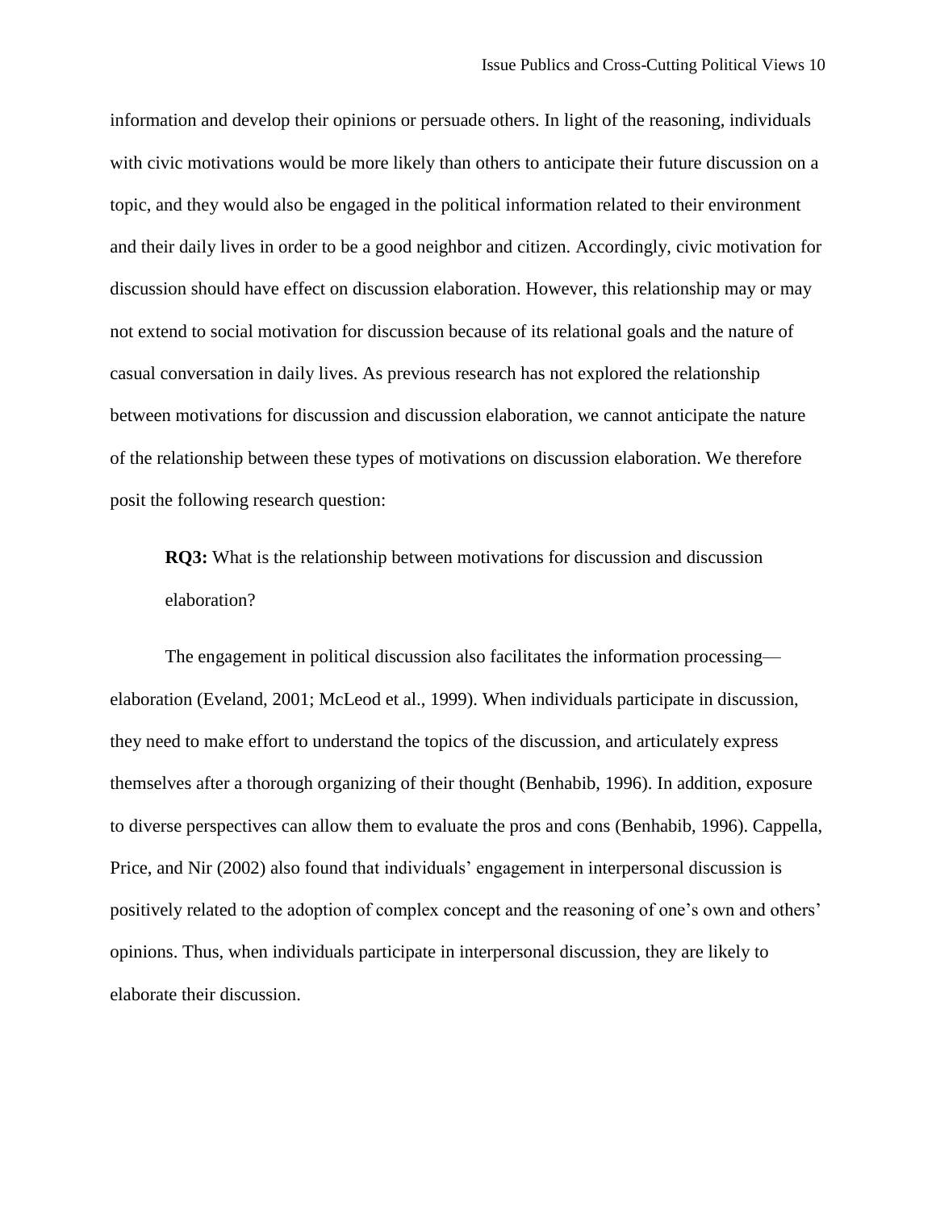information and develop their opinions or persuade others. In light of the reasoning, individuals with civic motivations would be more likely than others to anticipate their future discussion on a topic, and they would also be engaged in the political information related to their environment and their daily lives in order to be a good neighbor and citizen. Accordingly, civic motivation for discussion should have effect on discussion elaboration. However, this relationship may or may not extend to social motivation for discussion because of its relational goals and the nature of casual conversation in daily lives. As previous research has not explored the relationship between motivations for discussion and discussion elaboration, we cannot anticipate the nature of the relationship between these types of motivations on discussion elaboration. We therefore posit the following research question:

> **RQ3:** What is the relationship between motivations for discussion and discussion elaboration?

The engagement in political discussion also facilitates the information processing—elaboration (Eveland, 2001; McLeod et al., 1999). When individuals participate in discussion, they need to make effort to understand the topics of the discussion, and articulately express themselves after a thorough organizing of their thought (Benhabib, 1996). In addition, exposure to diverse perspectives can allow them to evaluate the pros and cons (Benhabib, 1996). Cappella, Price, and Nir (2002) also found that individuals' engagement in interpersonal discussion is positively related to the adoption of complex concept and the reasoning of one's own and others' opinions. Thus, when individuals participate in interpersonal discussion, they are likely to elaborate their discussion.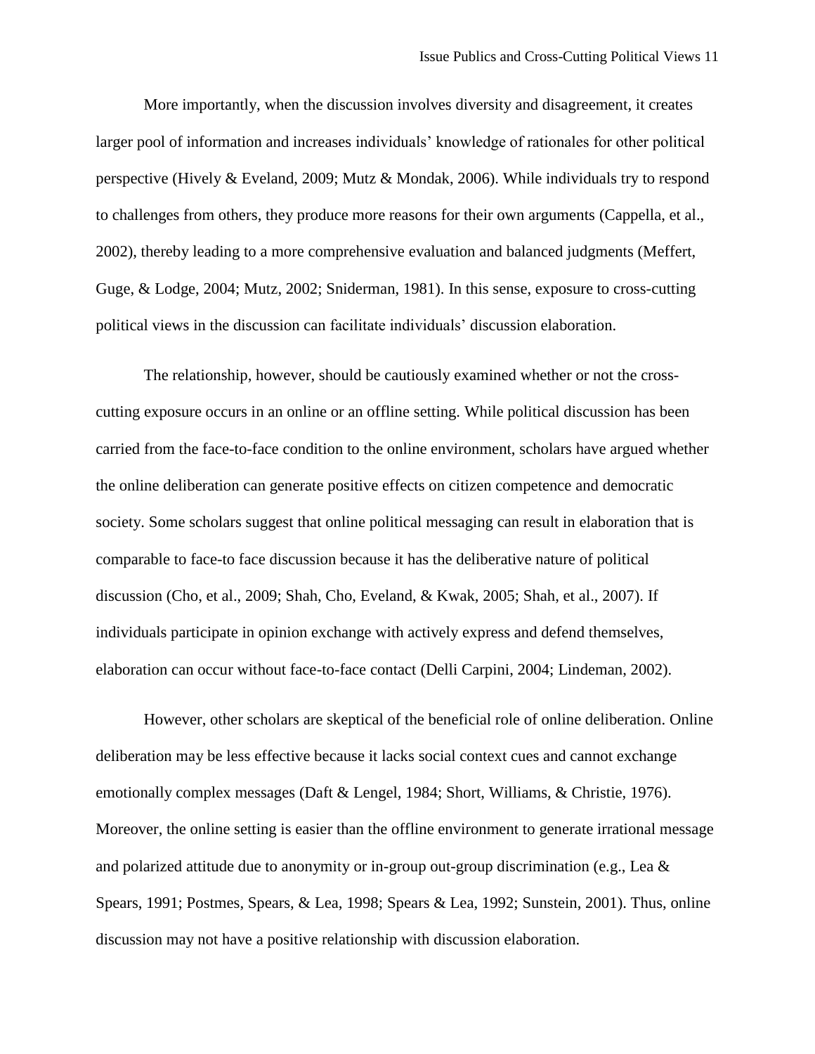More importantly, when the discussion involves diversity and disagreement, it creates larger pool of information and increases individuals' knowledge of rationales for other political perspective (Hively & Eveland, 2009; Mutz & Mondak, 2006). While individuals try to respond to challenges from others, they produce more reasons for their own arguments (Cappella, et al., 2002), thereby leading to a more comprehensive evaluation and balanced judgments (Meffert, Guge, & Lodge, 2004; Mutz, 2002; Sniderman, 1981). In this sense, exposure to cross-cutting political views in the discussion can facilitate individuals' discussion elaboration.

The relationship, however, should be cautiously examined whether or not the cross-cutting exposure occurs in an online or an offline setting. While political discussion has been carried from the face-to-face condition to the online environment, scholars have argued whether the online deliberation can generate positive effects on citizen competence and democratic society. Some scholars suggest that online political messaging can result in elaboration that is comparable to face-to face discussion because it has the deliberative nature of political discussion (Cho, et al., 2009; Shah, Cho, Eveland, & Kwak, 2005; Shah, et al., 2007). If individuals participate in opinion exchange with actively express and defend themselves, elaboration can occur without face-to-face contact (Delli Carpini, 2004; Lindeman, 2002).

However, other scholars are skeptical of the beneficial role of online deliberation. Online deliberation may be less effective because it lacks social context cues and cannot exchange emotionally complex messages (Daft & Lengel, 1984; Short, Williams, & Christie, 1976). Moreover, the online setting is easier than the offline environment to generate irrational message and polarized attitude due to anonymity or in-group out-group discrimination (e.g., Lea & Spears, 1991; Postmes, Spears, & Lea, 1998; Spears & Lea, 1992; Sunstein, 2001). Thus, online discussion may not have a positive relationship with discussion elaboration.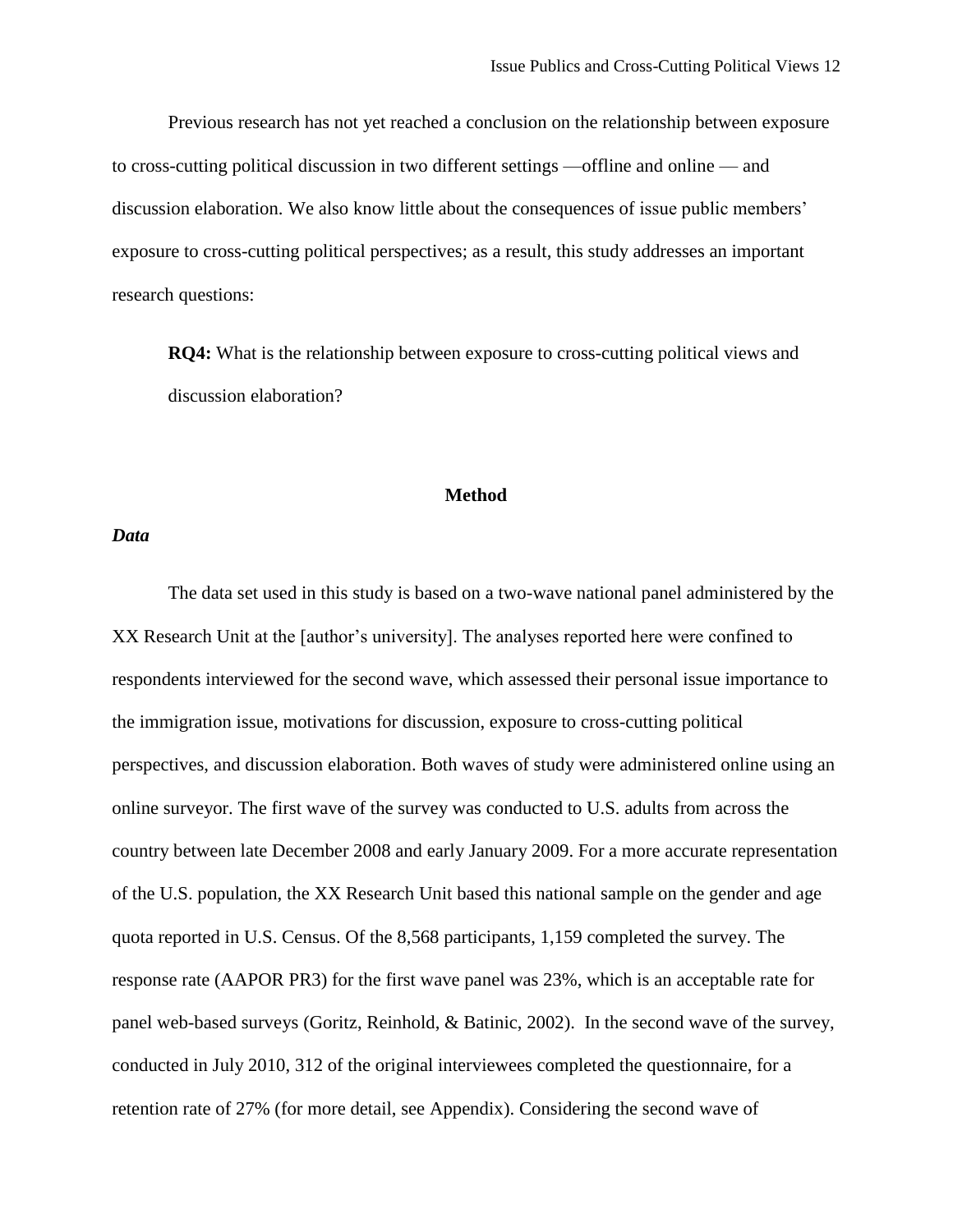Previous research has not yet reached a conclusion on the relationship between exposure to cross-cutting political discussion in two different settings —offline and online — and discussion elaboration. We also know little about the consequences of issue public members' exposure to cross-cutting political perspectives; as a result, this study addresses an important research questions:

> **RQ4:** What is the relationship between exposure to cross-cutting political views and discussion elaboration?

## Method

### *Data*

The data set used in this study is based on a two-wave national panel administered by the XX Research Unit at the [author's university]. The analyses reported here were confined to respondents interviewed for the second wave, which assessed their personal issue importance to the immigration issue, motivations for discussion, exposure to cross-cutting political perspectives, and discussion elaboration. Both waves of study were administered online using an online surveyor. The first wave of the survey was conducted to U.S. adults from across the country between late December 2008 and early January 2009. For a more accurate representation of the U.S. population, the XX Research Unit based this national sample on the gender and age quota reported in U.S. Census. Of the 8,568 participants, 1,159 completed the survey. The response rate (AAPOR PR3) for the first wave panel was 23%, which is an acceptable rate for panel web-based surveys (Goritz, Reinhold, & Batinic, 2002). In the second wave of the survey, conducted in July 2010, 312 of the original interviewees completed the questionnaire, for a retention rate of 27% (for more detail, see Appendix). Considering the second wave of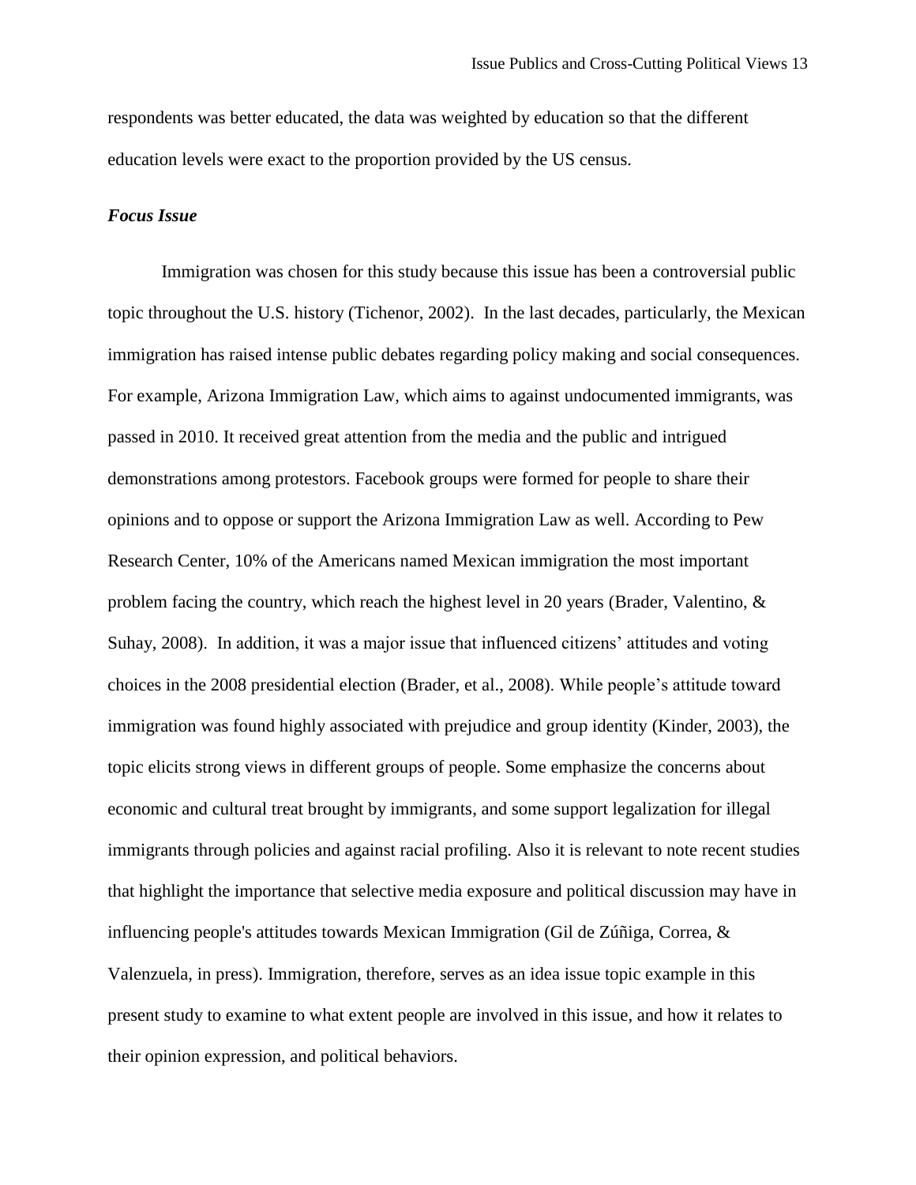respondents was better educated, the data was weighted by education so that the different education levels were exact to the proportion provided by the US census.

### *Focus Issue*

Immigration was chosen for this study because this issue has been a controversial public topic throughout the U.S. history (Tichenor, 2002). In the last decades, particularly, the Mexican immigration has raised intense public debates regarding policy making and social consequences. For example, Arizona Immigration Law, which aims to against undocumented immigrants, was passed in 2010. It received great attention from the media and the public and intrigued demonstrations among protestors. Facebook groups were formed for people to share their opinions and to oppose or support the Arizona Immigration Law as well. According to Pew Research Center, 10% of the Americans named Mexican immigration the most important problem facing the country, which reach the highest level in 20 years (Brader, Valentino, & Suhay, 2008). In addition, it was a major issue that influenced citizens' attitudes and voting choices in the 2008 presidential election (Brader, et al., 2008). While people's attitude toward immigration was found highly associated with prejudice and group identity (Kinder, 2003), the topic elicits strong views in different groups of people. Some emphasize the concerns about economic and cultural treat brought by immigrants, and some support legalization for illegal immigrants through policies and against racial profiling. Also it is relevant to note recent studies that highlight the importance that selective media exposure and political discussion may have in influencing people's attitudes towards Mexican Immigration (Gil de Zúñiga, Correa, & Valenzuela, in press). Immigration, therefore, serves as an idea issue topic example in this present study to examine to what extent people are involved in this issue, and how it relates to their opinion expression, and political behaviors.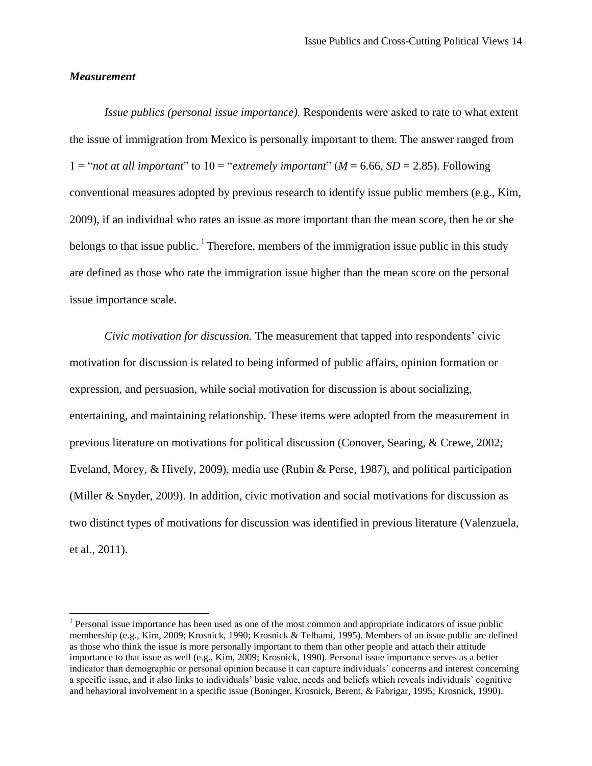### *Measurement*

*Issue publics (personal issue importance).* Respondents were asked to rate to what extent the issue of immigration from Mexico is personally important to them. The answer ranged from 1 = "*not at all important*" to 10 = "*extremely important*" ($M$ = 6.66, $SD$ = 2.85). Following conventional measures adopted by previous research to identify issue public members (e.g., Kim, 2009), if an individual who rates an issue as more important than the mean score, then he or she belongs to that issue public. [1] Therefore, members of the immigration issue public in this study are defined as those who rate the immigration issue higher than the mean score on the personal issue importance scale.

*Civic motivation for discussion.* The measurement that tapped into respondents' civic motivation for discussion is related to being informed of public affairs, opinion formation or expression, and persuasion, while social motivation for discussion is about socializing, entertaining, and maintaining relationship. These items were adopted from the measurement in previous literature on motivations for political discussion (Conover, Searing, & Crewe, 2002; Eveland, Morey, & Hively, 2009), media use (Rubin & Perse, 1987), and political participation (Miller & Snyder, 2009). In addition, civic motivation and social motivations for discussion as two distinct types of motivations for discussion was identified in previous literature (Valenzuela, et al., 2011).

[1] Personal issue importance has been used as one of the most common and appropriate indicators of issue public membership (e.g., Kim, 2009; Krosnick, 1990; Krosnick & Telhami, 1995). Members of an issue public are defined as those who think the issue is more personally important to them than other people and attach their attitude importance to that issue as well (e.g., Kim, 2009; Krosnick, 1990). Personal issue importance serves as a better indicator than demographic or personal opinion because it can capture individuals' concerns and interest concerning a specific issue, and it also links to individuals' basic value, needs and beliefs which reveals individuals' cognitive and behavioral involvement in a specific issue (Boninger, Krosnick, Berent, & Fabrigar, 1995; Krosnick, 1990).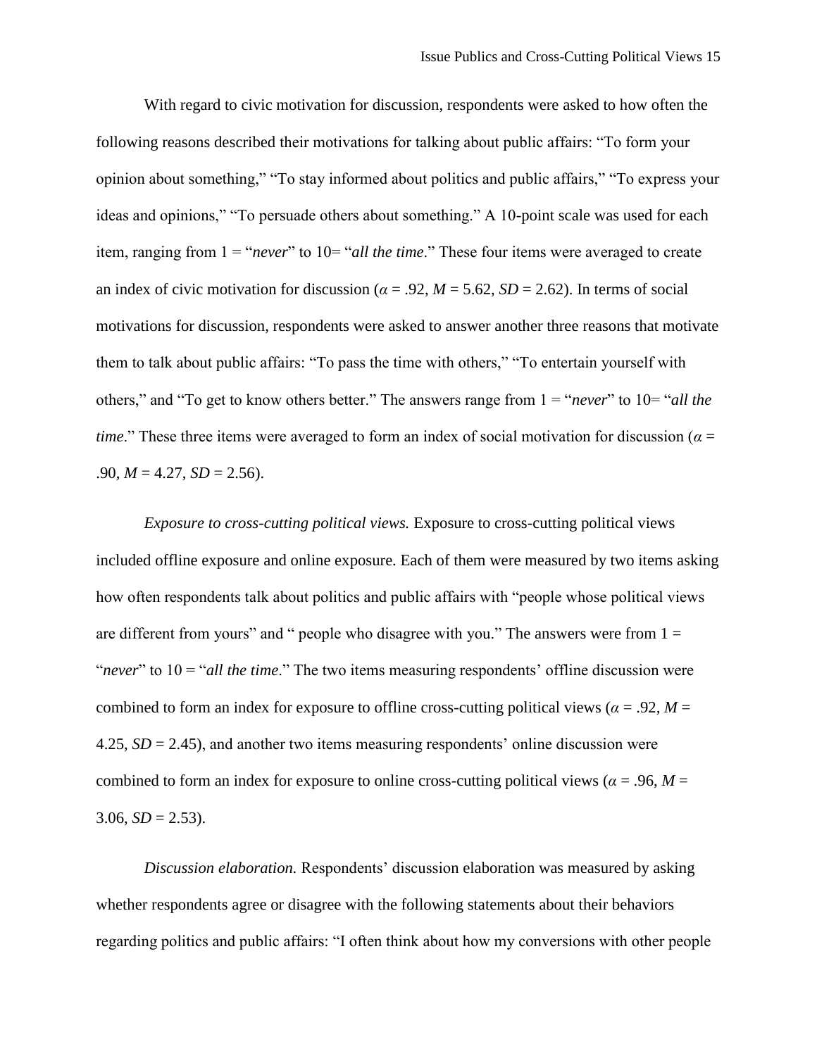With regard to civic motivation for discussion, respondents were asked to how often the following reasons described their motivations for talking about public affairs: “To form your opinion about something,” “To stay informed about politics and public affairs,” “To express your ideas and opinions,” “To persuade others about something.” A 10-point scale was used for each item, ranging from 1 = “*never*” to 10= “*all the time*.” These four items were averaged to create an index of civic motivation for discussion ($\alpha$ = .92, *M* = 5.62, *SD* = 2.62). In terms of social motivations for discussion, respondents were asked to answer another three reasons that motivate them to talk about public affairs: “To pass the time with others,” “To entertain yourself with others,” and “To get to know others better.” The answers range from 1 = “*never*” to 10= “*all the time*.” These three items were averaged to form an index of social motivation for discussion ($\alpha$ = .90, *M* = 4.27, *SD* = 2.56).

*Exposure to cross-cutting political views.* Exposure to cross-cutting political views included offline exposure and online exposure. Each of them were measured by two items asking how often respondents talk about politics and public affairs with “people whose political views are different from yours” and “ people who disagree with you.” The answers were from 1 = “*never*” to 10 = “*all the time*.” The two items measuring respondents’ offline discussion were combined to form an index for exposure to offline cross-cutting political views ($\alpha$ = .92, *M* = 4.25, *SD* = 2.45), and another two items measuring respondents’ online discussion were combined to form an index for exposure to online cross-cutting political views ($\alpha$ = .96, *M* = 3.06, *SD* = 2.53).

*Discussion elaboration.* Respondents’ discussion elaboration was measured by asking whether respondents agree or disagree with the following statements about their behaviors regarding politics and public affairs: “I often think about how my conversions with other people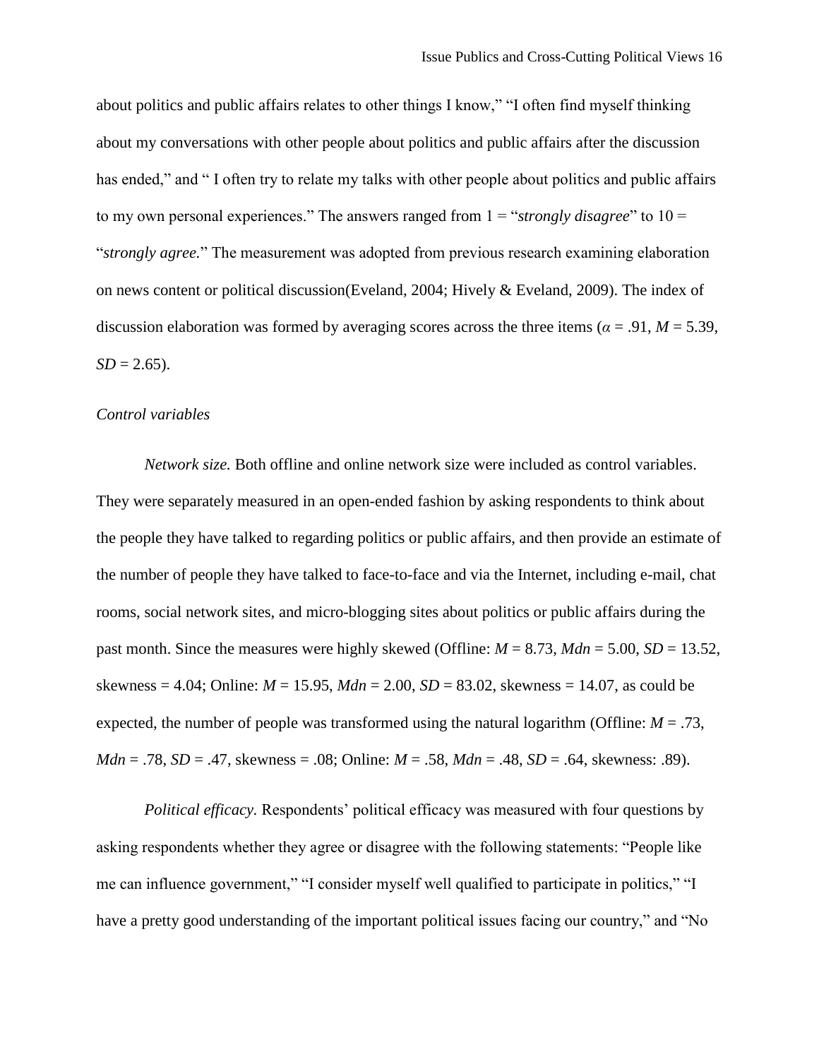about politics and public affairs relates to other things I know," "I often find myself thinking about my conversations with other people about politics and public affairs after the discussion has ended," and " I often try to relate my talks with other people about politics and public affairs to my own personal experiences." The answers ranged from 1 = "*strongly disagree*" to 10 = "*strongly agree.*" The measurement was adopted from previous research examining elaboration on news content or political discussion(Eveland, 2004; Hively & Eveland, 2009). The index of discussion elaboration was formed by averaging scores across the three items ($\alpha$ = .91, $M$ = 5.39, $SD$ = 2.65).

*Control variables*

*Network size.* Both offline and online network size were included as control variables. They were separately measured in an open-ended fashion by asking respondents to think about the people they have talked to regarding politics or public affairs, and then provide an estimate of the number of people they have talked to face-to-face and via the Internet, including e-mail, chat rooms, social network sites, and micro-blogging sites about politics or public affairs during the past month. Since the measures were highly skewed (Offline: $M$ = 8.73, $Mdn$ = 5.00, $SD$ = 13.52, skewness = 4.04; Online: $M$ = 15.95, $Mdn$ = 2.00, $SD$ = 83.02, skewness = 14.07, as could be expected, the number of people was transformed using the natural logarithm (Offline: $M$ = .73, $Mdn$ = .78, $SD$ = .47, skewness = .08; Online: $M$ = .58, $Mdn$ = .48, $SD$ = .64, skewness: .89).

*Political efficacy.* Respondents' political efficacy was measured with four questions by asking respondents whether they agree or disagree with the following statements: "People like me can influence government," "I consider myself well qualified to participate in politics," "I have a pretty good understanding of the important political issues facing our country," and "No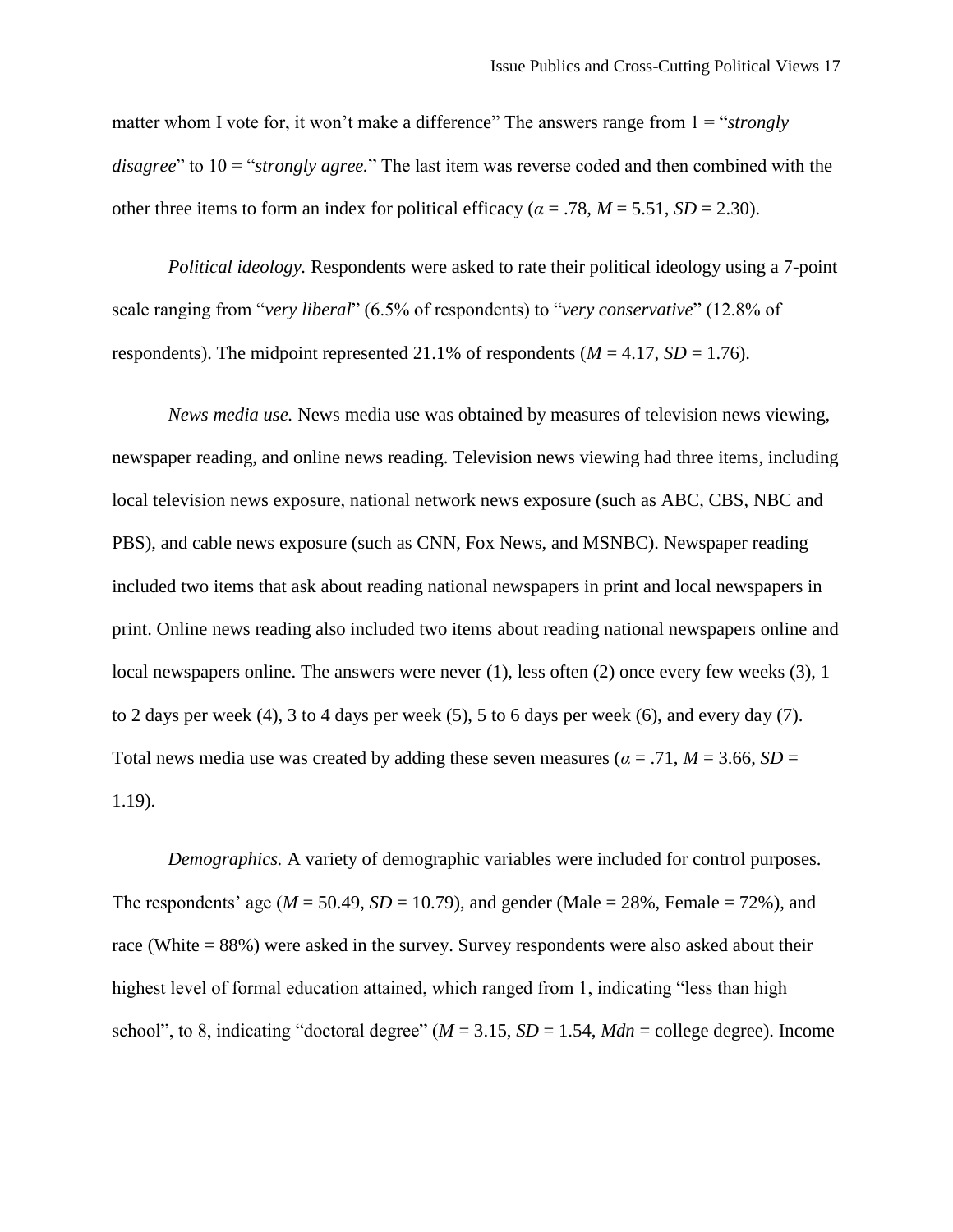matter whom I vote for, it won't make a difference" The answers range from 1 = "*strongly disagree*" to 10 = "*strongly agree.*" The last item was reverse coded and then combined with the other three items to form an index for political efficacy ($\alpha$ = .78, *M* = 5.51, *SD* = 2.30).

*Political ideology.* Respondents were asked to rate their political ideology using a 7-point scale ranging from "*very liberal*" (6.5% of respondents) to "*very conservative*" (12.8% of respondents). The midpoint represented 21.1% of respondents (*M* = 4.17, *SD* = 1.76).

*News media use.* News media use was obtained by measures of television news viewing, newspaper reading, and online news reading. Television news viewing had three items, including local television news exposure, national network news exposure (such as ABC, CBS, NBC and PBS), and cable news exposure (such as CNN, Fox News, and MSNBC). Newspaper reading included two items that ask about reading national newspapers in print and local newspapers in print. Online news reading also included two items about reading national newspapers online and local newspapers online. The answers were never (1), less often (2) once every few weeks (3), 1 to 2 days per week (4), 3 to 4 days per week (5), 5 to 6 days per week (6), and every day (7). Total news media use was created by adding these seven measures ($\alpha$ = .71, *M* = 3.66, *SD* = 1.19).

*Demographics.* A variety of demographic variables were included for control purposes. The respondents' age (*M* = 50.49, *SD* = 10.79), and gender (Male = 28%, Female = 72%), and race (White = 88%) were asked in the survey. Survey respondents were also asked about their highest level of formal education attained, which ranged from 1, indicating "less than high school", to 8, indicating "doctoral degree" (*M* = 3.15, *SD* = 1.54, *Mdn* = college degree). Income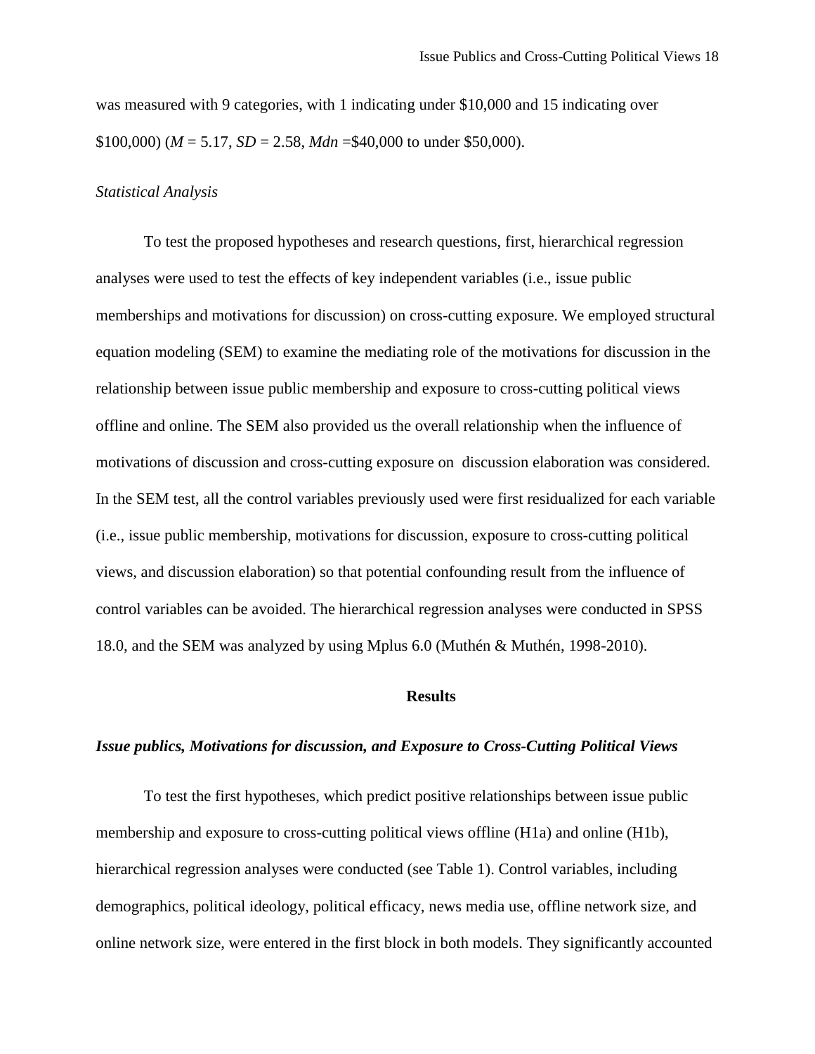was measured with 9 categories, with 1 indicating under \$10,000 and 15 indicating over \$100,000) (*M* = 5.17, *SD* = 2.58, *Mdn* =\$40,000 to under \$50,000).

*Statistical Analysis*

To test the proposed hypotheses and research questions, first, hierarchical regression analyses were used to test the effects of key independent variables (i.e., issue public memberships and motivations for discussion) on cross-cutting exposure. We employed structural equation modeling (SEM) to examine the mediating role of the motivations for discussion in the relationship between issue public membership and exposure to cross-cutting political views offline and online. The SEM also provided us the overall relationship when the influence of motivations of discussion and cross-cutting exposure on discussion elaboration was considered. In the SEM test, all the control variables previously used were first residualized for each variable (i.e., issue public membership, motivations for discussion, exposure to cross-cutting political views, and discussion elaboration) so that potential confounding result from the influence of control variables can be avoided. The hierarchical regression analyses were conducted in SPSS 18.0, and the SEM was analyzed by using Mplus 6.0 (Muthén & Muthén, 1998-2010).

## Results

### *Issue publics, Motivations for discussion, and Exposure to Cross-Cutting Political Views*

To test the first hypotheses, which predict positive relationships between issue public membership and exposure to cross-cutting political views offline (H1a) and online (H1b), hierarchical regression analyses were conducted (see Table 1). Control variables, including demographics, political ideology, political efficacy, news media use, offline network size, and online network size, were entered in the first block in both models. They significantly accounted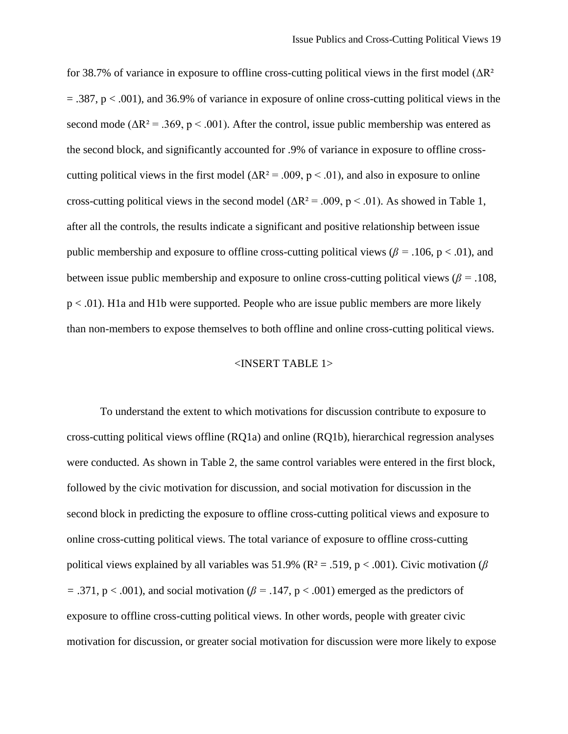for 38.7% of variance in exposure to offline cross-cutting political views in the first model ($\Delta R^2 = .387$, $p < .001$), and 36.9% of variance in exposure of online cross-cutting political views in the second mode ($\Delta R^2 = .369$, $p < .001$). After the control, issue public membership was entered as the second block, and significantly accounted for .9% of variance in exposure to offline cross-cutting political views in the first model ($\Delta R^2 = .009$, $p < .01$), and also in exposure to online cross-cutting political views in the second model ($\Delta R^2 = .009$, $p < .01$). As showed in Table 1, after all the controls, the results indicate a significant and positive relationship between issue public membership and exposure to offline cross-cutting political views ($\beta = .106$, $p < .01$), and between issue public membership and exposure to online cross-cutting political views ($\beta = .108$, $p < .01$). H1a and H1b were supported. People who are issue public members are more likely than non-members to expose themselves to both offline and online cross-cutting political views.

<INSERT TABLE 1>

To understand the extent to which motivations for discussion contribute to exposure to cross-cutting political views offline (RQ1a) and online (RQ1b), hierarchical regression analyses were conducted. As shown in Table 2, the same control variables were entered in the first block, followed by the civic motivation for discussion, and social motivation for discussion in the second block in predicting the exposure to offline cross-cutting political views and exposure to online cross-cutting political views. The total variance of exposure to offline cross-cutting political views explained by all variables was 51.9% ($R^2 = .519$, $p < .001$). Civic motivation ($\beta = .371$, $p < .001$), and social motivation ($\beta = .147$, $p < .001$) emerged as the predictors of exposure to offline cross-cutting political views. In other words, people with greater civic motivation for discussion, or greater social motivation for discussion were more likely to expose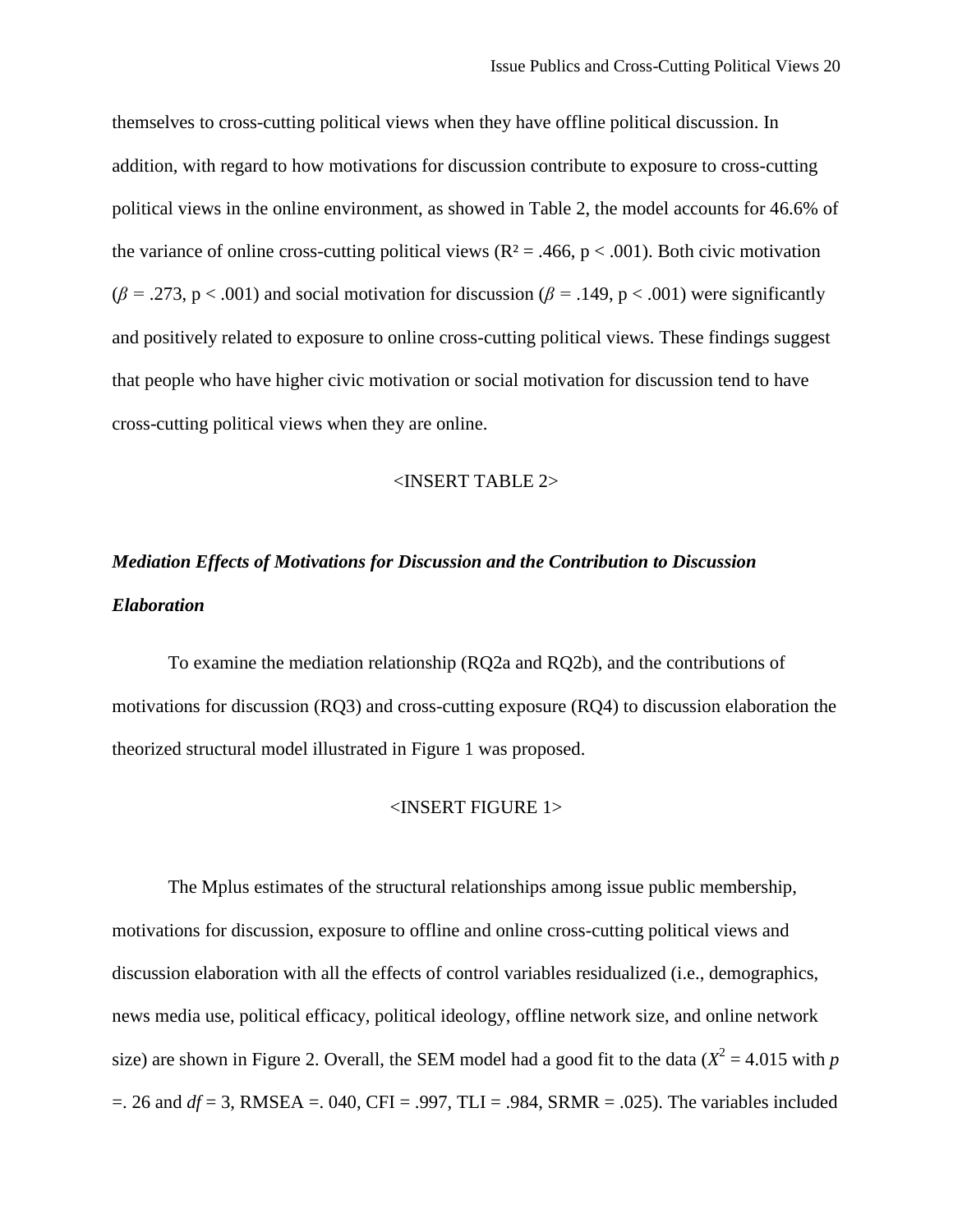themselves to cross-cutting political views when they have offline political discussion. In addition, with regard to how motivations for discussion contribute to exposure to cross-cutting political views in the online environment, as showed in Table 2, the model accounts for 46.6% of the variance of online cross-cutting political views ($R^2 = .466$, $p < .001$). Both civic motivation ($\beta = .273$, $p < .001$) and social motivation for discussion ($\beta = .149$, $p < .001$) were significantly and positively related to exposure to online cross-cutting political views. These findings suggest that people who have higher civic motivation or social motivation for discussion tend to have cross-cutting political views when they are online.

<INSERT TABLE 2>

### *Mediation Effects of Motivations for Discussion and the Contribution to Discussion Elaboration*

To examine the mediation relationship (RQ2a and RQ2b), and the contributions of motivations for discussion (RQ3) and cross-cutting exposure (RQ4) to discussion elaboration the theorized structural model illustrated in Figure 1 was proposed.

<INSERT FIGURE 1>

The Mplus estimates of the structural relationships among issue public membership, motivations for discussion, exposure to offline and online cross-cutting political views and discussion elaboration with all the effects of control variables residualized (i.e., demographics, news media use, political efficacy, political ideology, offline network size, and online network size) are shown in Figure 2. Overall, the SEM model had a good fit to the data ($X^2 = 4.015$ with $p$ =. 26 and $df = 3$, RMSEA =. 040, CFI = .997, TLI = .984, SRMR = .025). The variables included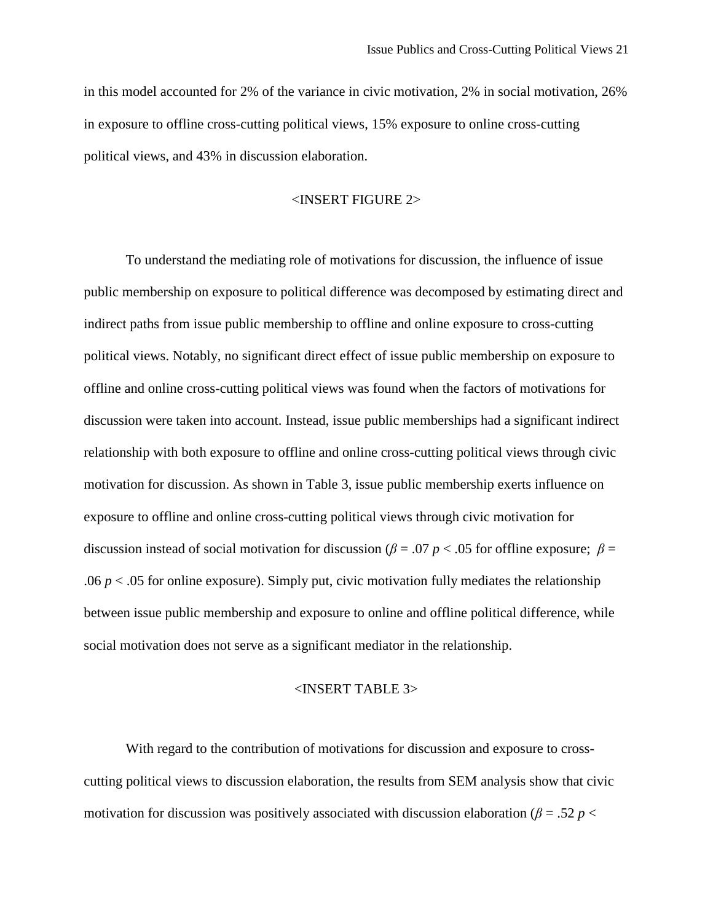in this model accounted for 2% of the variance in civic motivation, 2% in social motivation, 26% in exposure to offline cross-cutting political views, 15% exposure to online cross-cutting political views, and 43% in discussion elaboration.

<INSERT FIGURE 2>

To understand the mediating role of motivations for discussion, the influence of issue public membership on exposure to political difference was decomposed by estimating direct and indirect paths from issue public membership to offline and online exposure to cross-cutting political views. Notably, no significant direct effect of issue public membership on exposure to offline and online cross-cutting political views was found when the factors of motivations for discussion were taken into account. Instead, issue public memberships had a significant indirect relationship with both exposure to offline and online cross-cutting political views through civic motivation for discussion. As shown in Table 3, issue public membership exerts influence on exposure to offline and online cross-cutting political views through civic motivation for discussion instead of social motivation for discussion ($\beta$ = .07 $p$ < .05 for offline exposure; $\beta$ = .06 $p$ < .05 for online exposure). Simply put, civic motivation fully mediates the relationship between issue public membership and exposure to online and offline political difference, while social motivation does not serve as a significant mediator in the relationship.

<INSERT TABLE 3>

With regard to the contribution of motivations for discussion and exposure to cross-cutting political views to discussion elaboration, the results from SEM analysis show that civic motivation for discussion was positively associated with discussion elaboration ($\beta$ = .52 $p$ <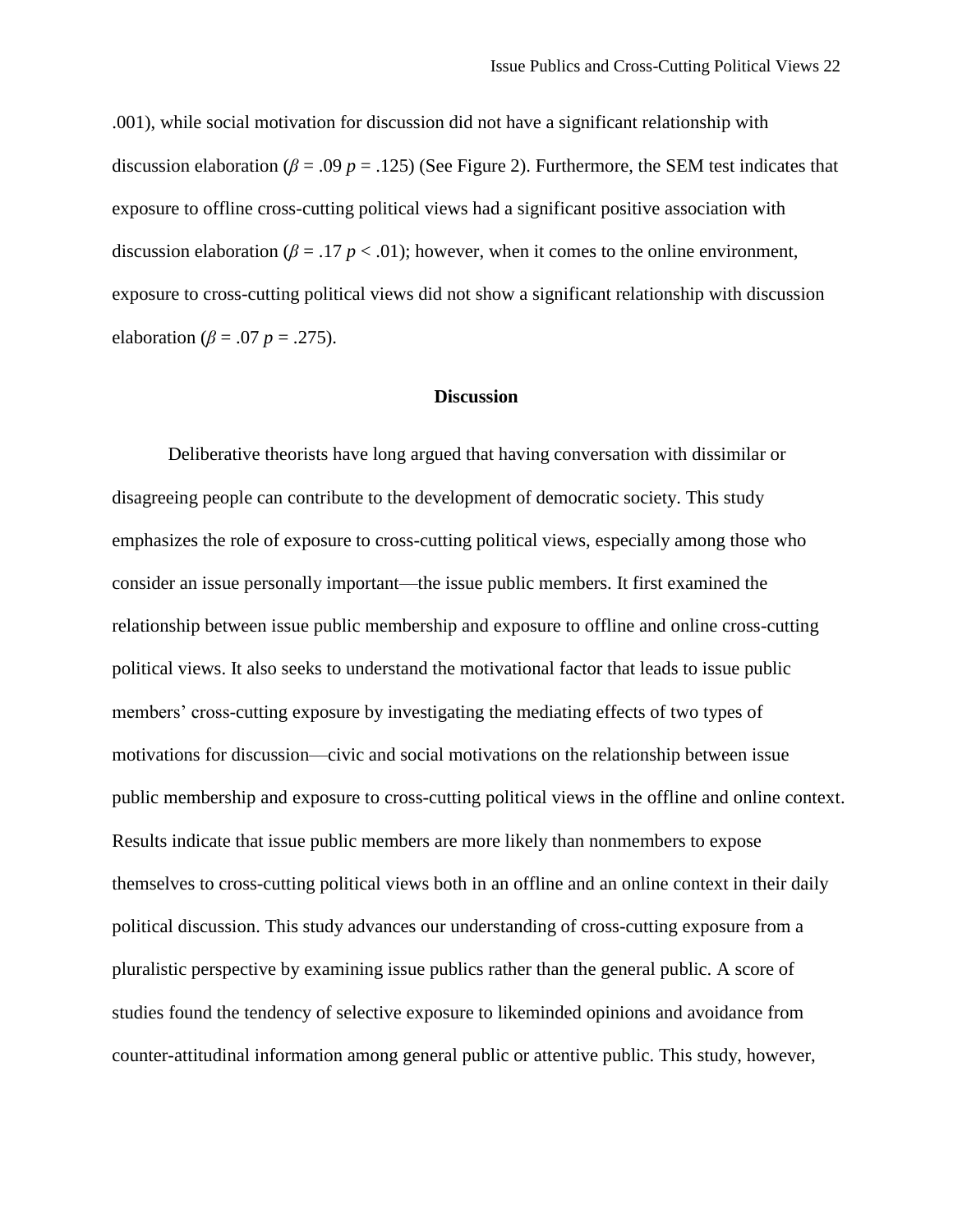.001), while social motivation for discussion did not have a significant relationship with discussion elaboration ($\beta$ = .09 $p$ = .125) (See Figure 2). Furthermore, the SEM test indicates that exposure to offline cross-cutting political views had a significant positive association with discussion elaboration ($\beta$ = .17 $p$ < .01); however, when it comes to the online environment, exposure to cross-cutting political views did not show a significant relationship with discussion elaboration ($\beta$ = .07 $p$ = .275).

## Discussion

Deliberative theorists have long argued that having conversation with dissimilar or disagreeing people can contribute to the development of democratic society. This study emphasizes the role of exposure to cross-cutting political views, especially among those who consider an issue personally important—the issue public members. It first examined the relationship between issue public membership and exposure to offline and online cross-cutting political views. It also seeks to understand the motivational factor that leads to issue public members' cross-cutting exposure by investigating the mediating effects of two types of motivations for discussion—civic and social motivations on the relationship between issue public membership and exposure to cross-cutting political views in the offline and online context. Results indicate that issue public members are more likely than nonmembers to expose themselves to cross-cutting political views both in an offline and an online context in their daily political discussion. This study advances our understanding of cross-cutting exposure from a pluralistic perspective by examining issue publics rather than the general public. A score of studies found the tendency of selective exposure to likeminded opinions and avoidance from counter-attitudinal information among general public or attentive public. This study, however,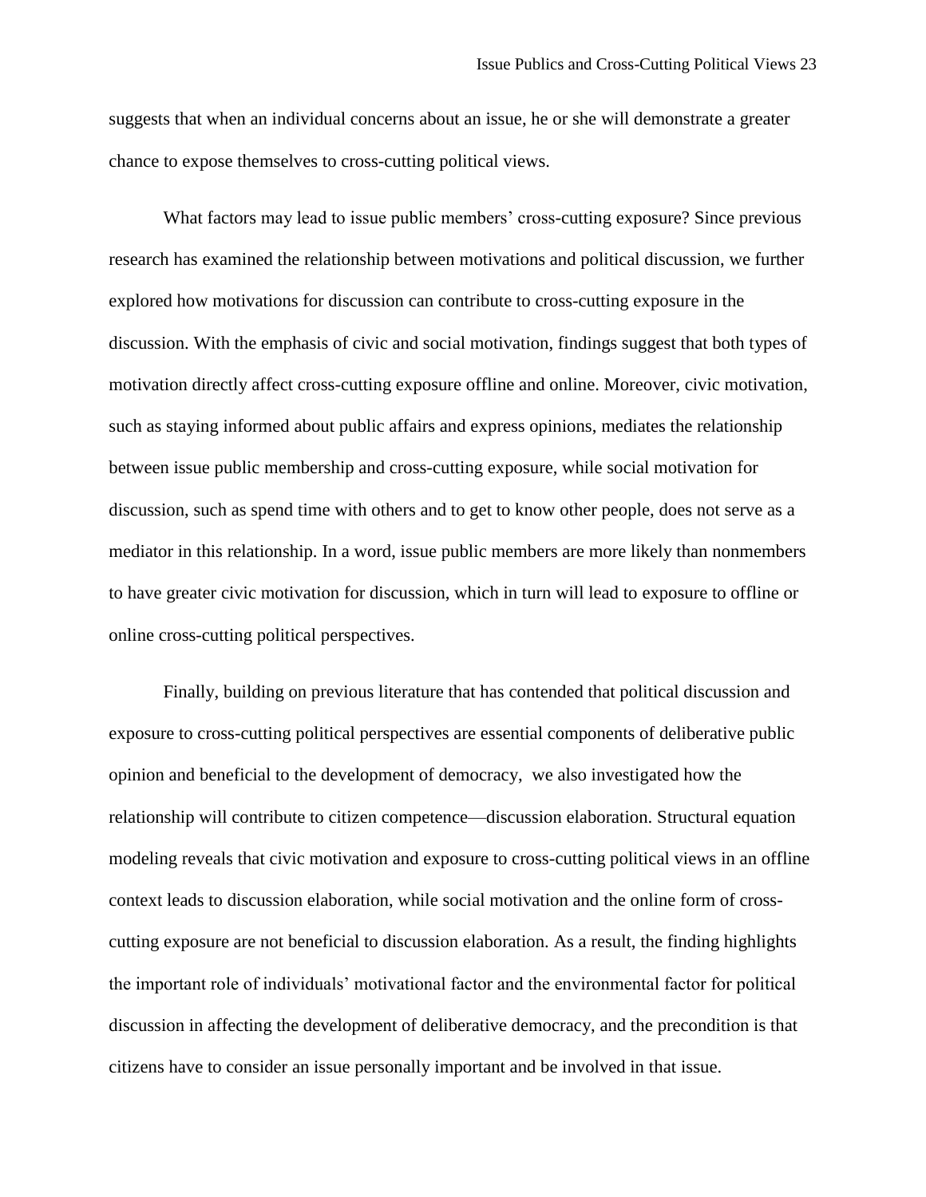suggests that when an individual concerns about an issue, he or she will demonstrate a greater chance to expose themselves to cross-cutting political views.

What factors may lead to issue public members' cross-cutting exposure? Since previous research has examined the relationship between motivations and political discussion, we further explored how motivations for discussion can contribute to cross-cutting exposure in the discussion. With the emphasis of civic and social motivation, findings suggest that both types of motivation directly affect cross-cutting exposure offline and online. Moreover, civic motivation, such as staying informed about public affairs and express opinions, mediates the relationship between issue public membership and cross-cutting exposure, while social motivation for discussion, such as spend time with others and to get to know other people, does not serve as a mediator in this relationship. In a word, issue public members are more likely than nonmembers to have greater civic motivation for discussion, which in turn will lead to exposure to offline or online cross-cutting political perspectives.

Finally, building on previous literature that has contended that political discussion and exposure to cross-cutting political perspectives are essential components of deliberative public opinion and beneficial to the development of democracy,  we also investigated how the relationship will contribute to citizen competence—discussion elaboration. Structural equation modeling reveals that civic motivation and exposure to cross-cutting political views in an offline context leads to discussion elaboration, while social motivation and the online form of cross-cutting exposure are not beneficial to discussion elaboration. As a result, the finding highlights the important role of individuals' motivational factor and the environmental factor for political discussion in affecting the development of deliberative democracy, and the precondition is that citizens have to consider an issue personally important and be involved in that issue.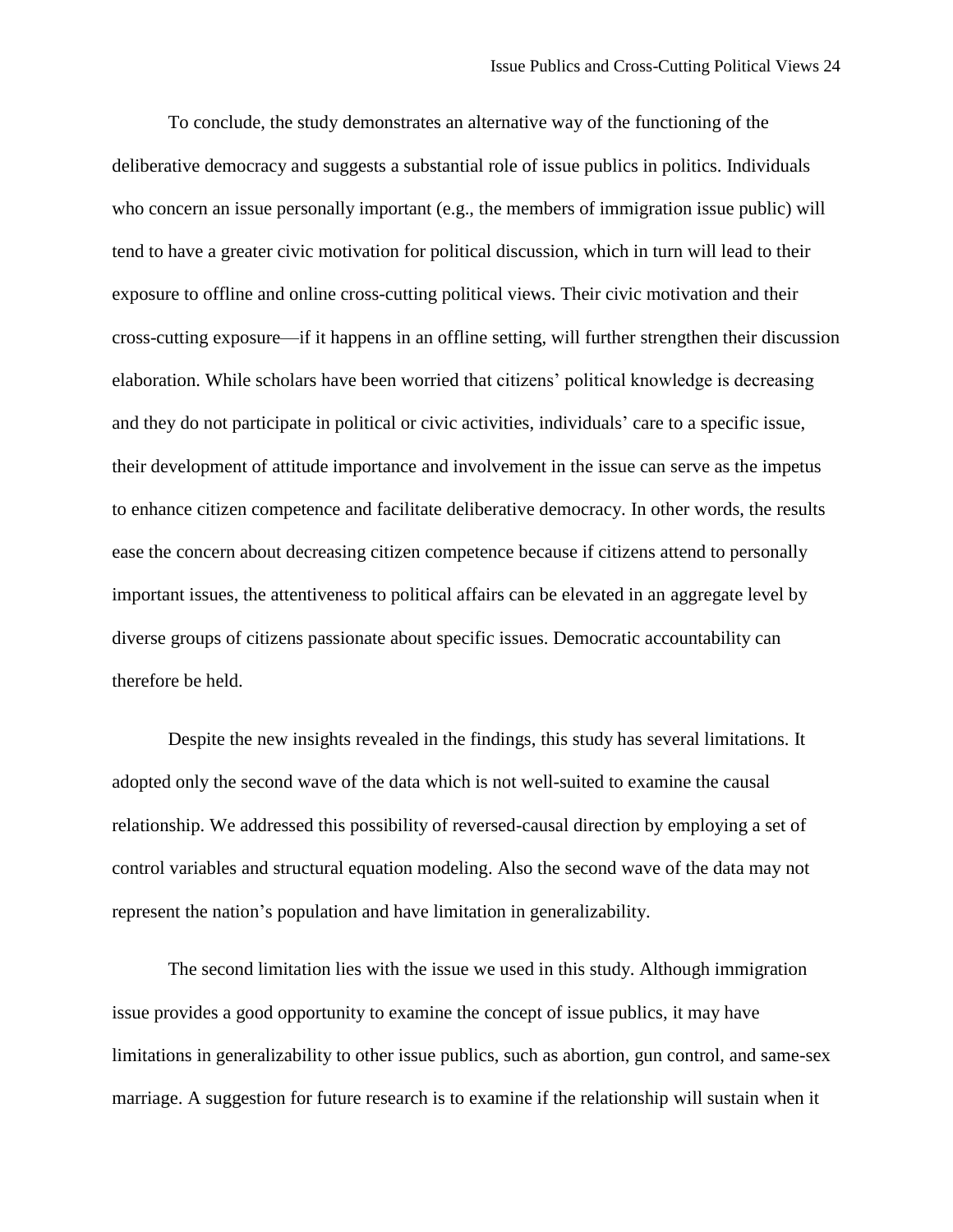To conclude, the study demonstrates an alternative way of the functioning of the deliberative democracy and suggests a substantial role of issue publics in politics. Individuals who concern an issue personally important (e.g., the members of immigration issue public) will tend to have a greater civic motivation for political discussion, which in turn will lead to their exposure to offline and online cross-cutting political views. Their civic motivation and their cross-cutting exposure—if it happens in an offline setting, will further strengthen their discussion elaboration. While scholars have been worried that citizens' political knowledge is decreasing and they do not participate in political or civic activities, individuals' care to a specific issue, their development of attitude importance and involvement in the issue can serve as the impetus to enhance citizen competence and facilitate deliberative democracy. In other words, the results ease the concern about decreasing citizen competence because if citizens attend to personally important issues, the attentiveness to political affairs can be elevated in an aggregate level by diverse groups of citizens passionate about specific issues. Democratic accountability can therefore be held.

Despite the new insights revealed in the findings, this study has several limitations. It adopted only the second wave of the data which is not well-suited to examine the causal relationship. We addressed this possibility of reversed-causal direction by employing a set of control variables and structural equation modeling. Also the second wave of the data may not represent the nation's population and have limitation in generalizability.

The second limitation lies with the issue we used in this study. Although immigration issue provides a good opportunity to examine the concept of issue publics, it may have limitations in generalizability to other issue publics, such as abortion, gun control, and same-sex marriage. A suggestion for future research is to examine if the relationship will sustain when it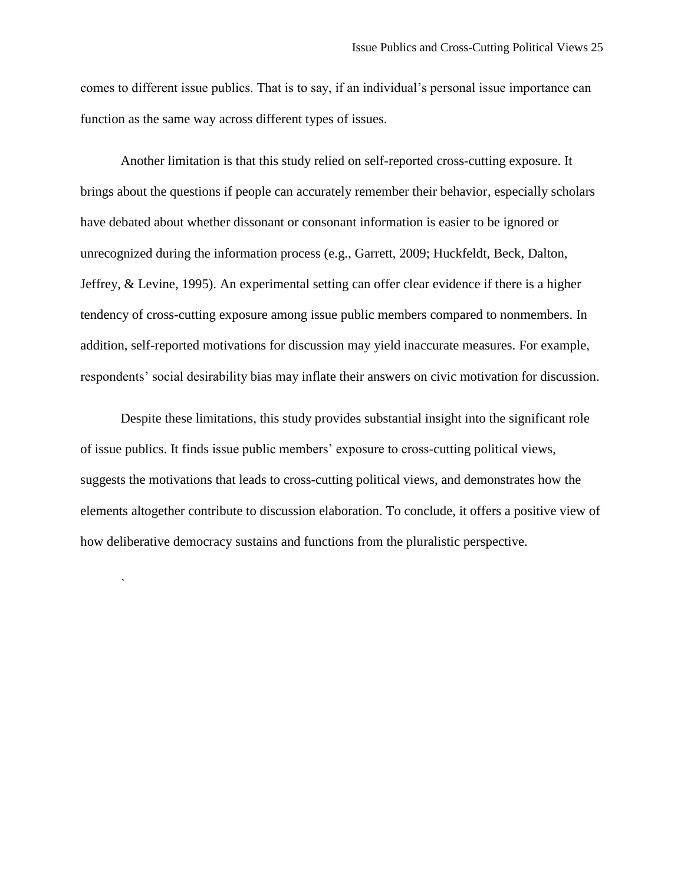comes to different issue publics. That is to say, if an individual's personal issue importance can function as the same way across different types of issues.

Another limitation is that this study relied on self-reported cross-cutting exposure. It brings about the questions if people can accurately remember their behavior, especially scholars have debated about whether dissonant or consonant information is easier to be ignored or unrecognized during the information process (e.g., Garrett, 2009; Huckfeldt, Beck, Dalton, Jeffrey, & Levine, 1995). An experimental setting can offer clear evidence if there is a higher tendency of cross-cutting exposure among issue public members compared to nonmembers. In addition, self-reported motivations for discussion may yield inaccurate measures. For example, respondents' social desirability bias may inflate their answers on civic motivation for discussion.

Despite these limitations, this study provides substantial insight into the significant role of issue publics. It finds issue public members' exposure to cross-cutting political views, suggests the motivations that leads to cross-cutting political views, and demonstrates how the elements altogether contribute to discussion elaboration. To conclude, it offers a positive view of how deliberative democracy sustains and functions from the pluralistic perspective.

`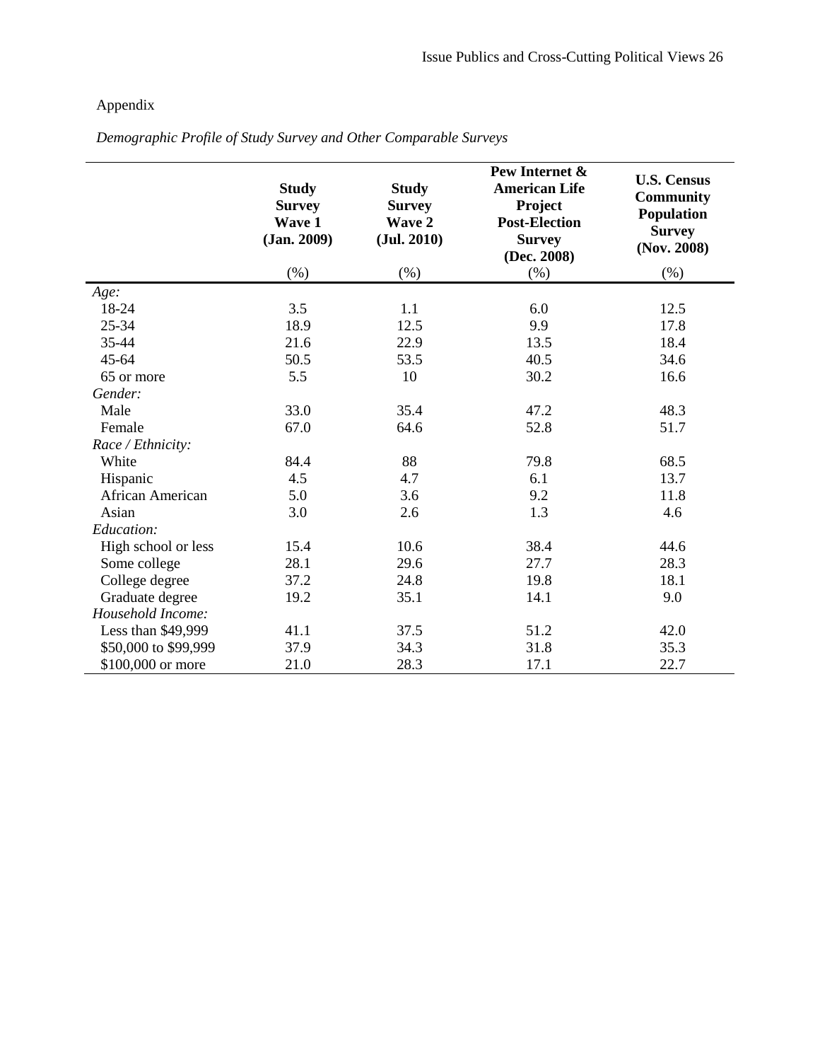Appendix

*Demographic Profile of Study Survey and Other Comparable Surveys*

| | **Study Survey Wave 1 (Jan. 2009)** | **Study Survey Wave 2 (Jul. 2010)** | **Pew Internet & American Life Project Post-Election Survey (Dec. 2008)** | **U.S. Census Community Population Survey (Nov. 2008)** |
|---|---|---|---|---|
| | (%) | (%) | (%) | (%) |
| *Age:* | | | | |
| 18-24 | 3.5 | 1.1 | 6.0 | 12.5 |
| 25-34 | 18.9 | 12.5 | 9.9 | 17.8 |
| 35-44 | 21.6 | 22.9 | 13.5 | 18.4 |
| 45-64 | 50.5 | 53.5 | 40.5 | 34.6 |
| 65 or more | 5.5 | 10 | 30.2 | 16.6 |
| *Gender:* | | | | |
| Male | 33.0 | 35.4 | 47.2 | 48.3 |
| Female | 67.0 | 64.6 | 52.8 | 51.7 |
| *Race / Ethnicity:* | | | | |
| White | 84.4 | 88 | 79.8 | 68.5 |
| Hispanic | 4.5 | 4.7 | 6.1 | 13.7 |
| African American | 5.0 | 3.6 | 9.2 | 11.8 |
| Asian | 3.0 | 2.6 | 1.3 | 4.6 |
| *Education:* | | | | |
| High school or less | 15.4 | 10.6 | 38.4 | 44.6 |
| Some college | 28.1 | 29.6 | 27.7 | 28.3 |
| College degree | 37.2 | 24.8 | 19.8 | 18.1 |
| Graduate degree | 19.2 | 35.1 | 14.1 | 9.0 |
| *Household Income:* | | | | |
| Less than $49,999 | 41.1 | 37.5 | 51.2 | 42.0 |
| $50,000 to $99,999 | 37.9 | 34.3 | 31.8 | 35.3 |
| $100,000 or more | 21.0 | 28.3 | 17.1 | 22.7 |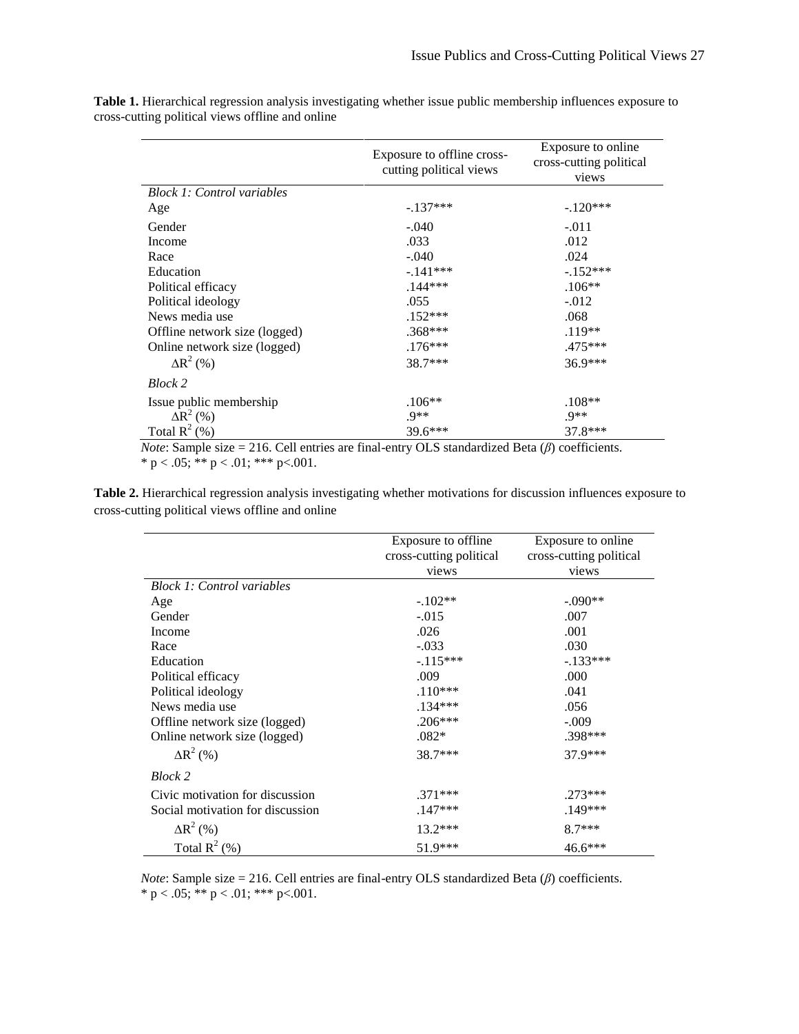**Table 1.** Hierarchical regression analysis investigating whether issue public membership influences exposure to cross-cutting political views offline and online

| | Exposure to offline cross-cutting political views | Exposure to online cross-cutting political views |
|---|---|---|
| *Block 1: Control variables* | | |
| Age | -.137*** | -.120*** |
| Gender | -.040 | -.011 |
| Income | .033 | .012 |
| Race | -.040 | .024 |
| Education | -.141*** | -.152*** |
| Political efficacy | .144*** | .106** |
| Political ideology | .055 | -.012 |
| News media use | .152*** | .068 |
| Offline network size (logged) | .368*** | .119** |
| Online network size (logged) | .176*** | .475*** |
| $\Delta R^2$ (%) | 38.7*** | 36.9*** |
| *Block 2* | | |
| Issue public membership | .106** | .108** |
| $\Delta R^2$ (%) | .9** | .9** |
| Total $R^2$ (%) | 39.6*** | 37.8*** |

*Note*: Sample size = 216. Cell entries are final-entry OLS standardized Beta ($\beta$) coefficients.
* p < .05; ** p < .01; *** p<.001.

**Table 2.** Hierarchical regression analysis investigating whether motivations for discussion influences exposure to cross-cutting political views offline and online

| | Exposure to offline cross-cutting political views | Exposure to online cross-cutting political views |
|---|---|---|
| *Block 1: Control variables* | | |
| Age | -.102** | -.090** |
| Gender | -.015 | .007 |
| Income | .026 | .001 |
| Race | -.033 | .030 |
| Education | -.115*** | -.133*** |
| Political efficacy | .009 | .000 |
| Political ideology | .110*** | .041 |
| News media use | .134*** | .056 |
| Offline network size (logged) | .206*** | -.009 |
| Online network size (logged) | .082* | .398*** |
| $\Delta R^2$ (%) | 38.7*** | 37.9*** |
| *Block 2* | | |
| Civic motivation for discussion | .371*** | .273*** |
| Social motivation for discussion | .147*** | .149*** |
| $\Delta R^2$ (%) | 13.2*** | 8.7*** |
| Total $R^2$ (%) | 51.9*** | 46.6*** |

*Note*: Sample size = 216. Cell entries are final-entry OLS standardized Beta ($\beta$) coefficients.
* p < .05; ** p < .01; *** p<.001.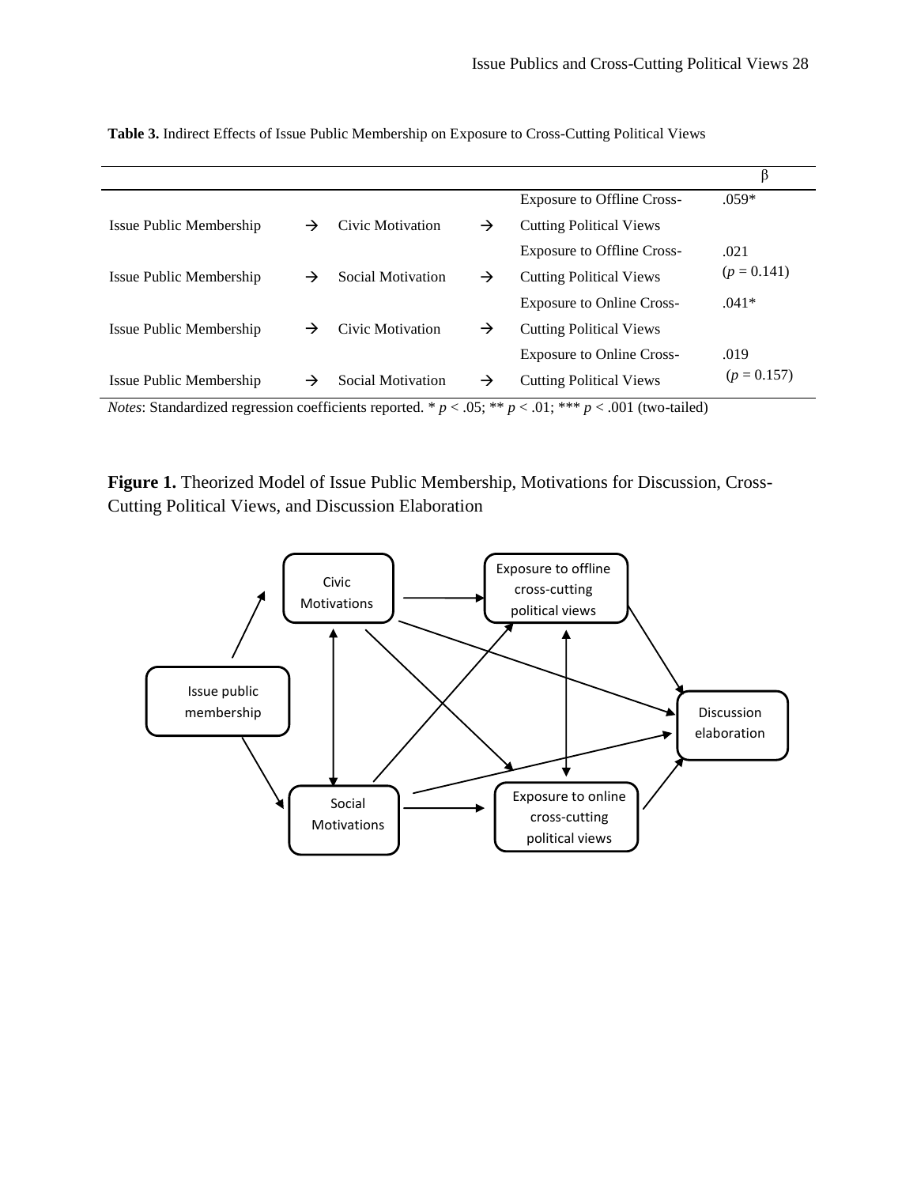**Table 3.** Indirect Effects of Issue Public Membership on Exposure to Cross-Cutting Political Views

| | | | | | β |
|---|---|---|---|---|---|
| Issue Public Membership | → | Civic Motivation | → | Exposure to Offline Cross-Cutting Political Views | .059* |
| Issue Public Membership | → | Social Motivation | → | Exposure to Offline Cross-Cutting Political Views | .021 ($p$ = 0.141) |
| Issue Public Membership | → | Civic Motivation | → | Exposure to Online Cross-Cutting Political Views | .041* |
| Issue Public Membership | → | Social Motivation | → | Exposure to Online Cross-Cutting Political Views | .019 ($p$ = 0.157) |

*Notes*: Standardized regression coefficients reported. * $p < .05$; ** $p < .01$; *** $p < .001$ (two-tailed)

**Figure 1.** Theorized Model of Issue Public Membership, Motivations for Discussion, Cross-Cutting Political Views, and Discussion Elaboration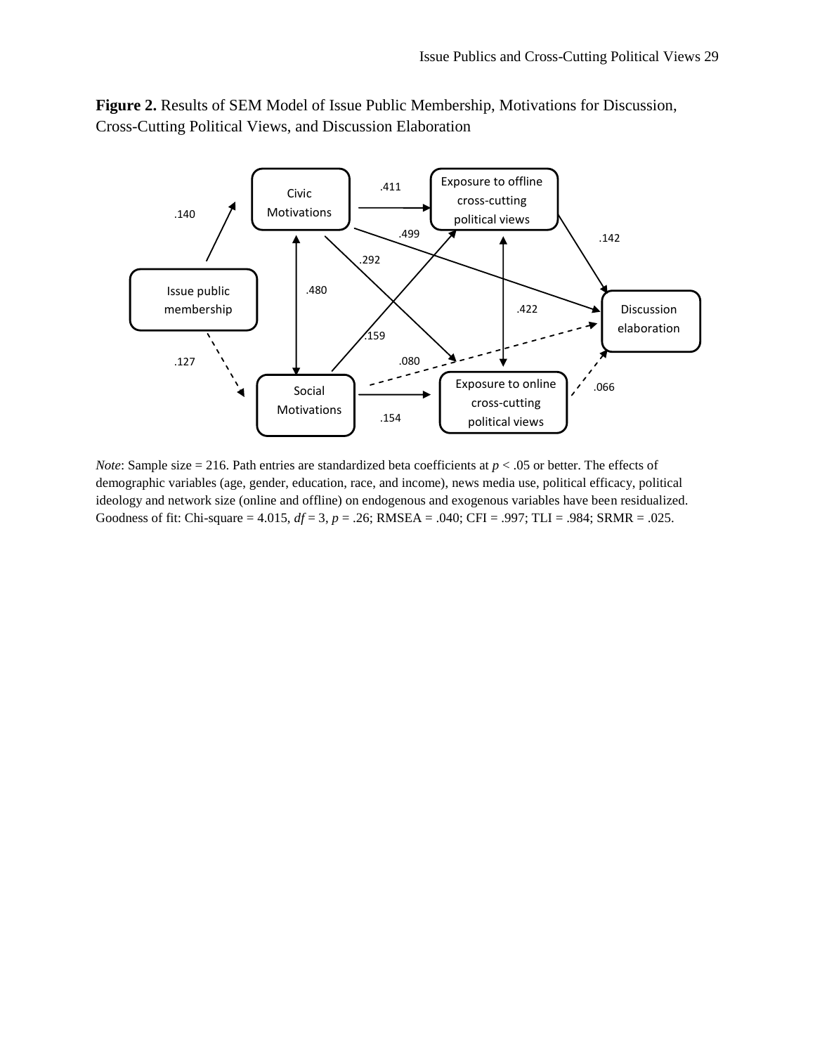**Figure 2.** Results of SEM Model of Issue Public Membership, Motivations for Discussion, Cross-Cutting Political Views, and Discussion Elaboration

*Note*: Sample size = 216. Path entries are standardized beta coefficients at $p < .05$ or better. The effects of demographic variables (age, gender, education, race, and income), news media use, political efficacy, political ideology and network size (online and offline) on endogenous and exogenous variables have been residualized. Goodness of fit: Chi-square = 4.015, $df = 3$, $p = .26$; RMSEA = .040; CFI = .997; TLI = .984; SRMR = .025.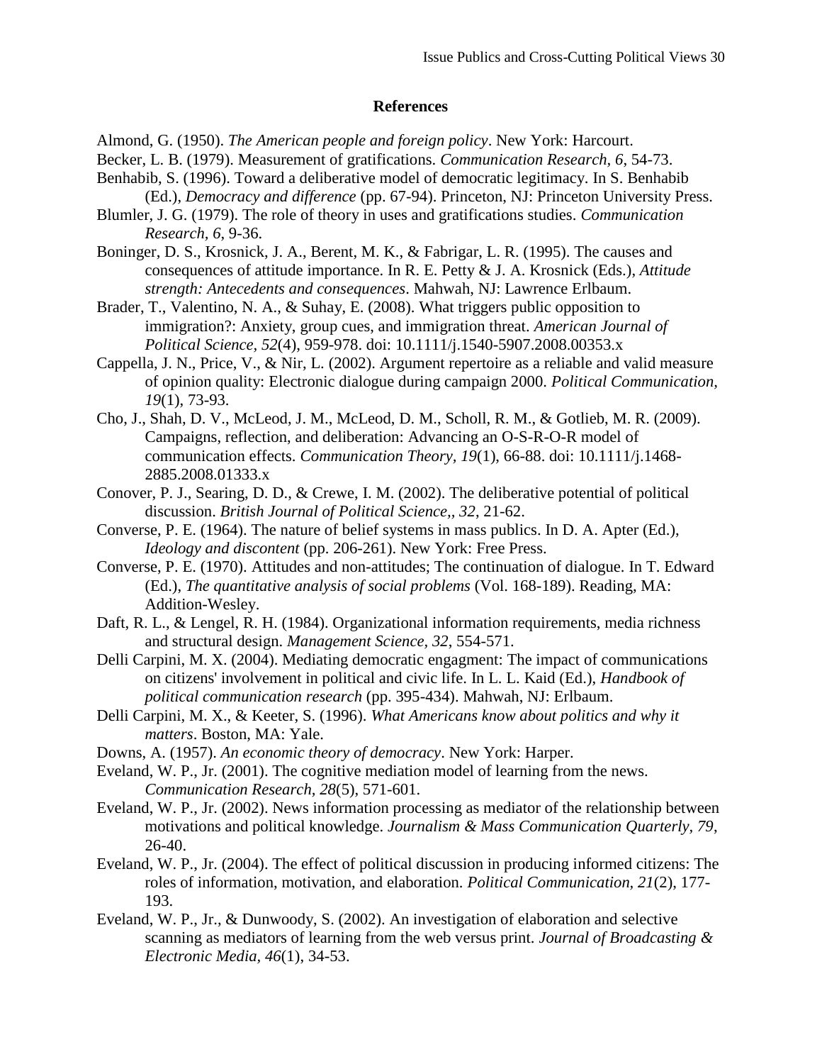## References

Almond, G. (1950). *The American people and foreign policy*. New York: Harcourt.

Becker, L. B. (1979). Measurement of gratifications. *Communication Research, 6*, 54-73.

Benhabib, S. (1996). Toward a deliberative model of democratic legitimacy. In S. Benhabib (Ed.), *Democracy and difference* (pp. 67-94). Princeton, NJ: Princeton University Press.

Blumler, J. G. (1979). The role of theory in uses and gratifications studies. *Communication Research, 6*, 9-36.

Boninger, D. S., Krosnick, J. A., Berent, M. K., & Fabrigar, L. R. (1995). The causes and consequences of attitude importance. In R. E. Petty & J. A. Krosnick (Eds.), *Attitude strength: Antecedents and consequences*. Mahwah, NJ: Lawrence Erlbaum.

Brader, T., Valentino, N. A., & Suhay, E. (2008). What triggers public opposition to immigration?: Anxiety, group cues, and immigration threat. *American Journal of Political Science, 52*(4), 959-978. doi: 10.1111/j.1540-5907.2008.00353.x

Cappella, J. N., Price, V., & Nir, L. (2002). Argument repertoire as a reliable and valid measure of opinion quality: Electronic dialogue during campaign 2000. *Political Communication, 19*(1), 73-93.

Cho, J., Shah, D. V., McLeod, J. M., McLeod, D. M., Scholl, R. M., & Gotlieb, M. R. (2009). Campaigns, reflection, and deliberation: Advancing an O-S-R-O-R model of communication effects. *Communication Theory, 19*(1), 66-88. doi: 10.1111/j.1468-2885.2008.01333.x

Conover, P. J., Searing, D. D., & Crewe, I. M. (2002). The deliberative potential of political discussion. *British Journal of Political Science,, 32*, 21-62.

Converse, P. E. (1964). The nature of belief systems in mass publics. In D. A. Apter (Ed.), *Ideology and discontent* (pp. 206-261). New York: Free Press.

Converse, P. E. (1970). Attitudes and non-attitudes; The continuation of dialogue. In T. Edward (Ed.), *The quantitative analysis of social problems* (Vol. 168-189). Reading, MA: Addition-Wesley.

Daft, R. L., & Lengel, R. H. (1984). Organizational information requirements, media richness and structural design. *Management Science, 32*, 554-571.

Delli Carpini, M. X. (2004). Mediating democratic engagment: The impact of communications on citizens' involvement in political and civic life. In L. L. Kaid (Ed.), *Handbook of political communication research* (pp. 395-434). Mahwah, NJ: Erlbaum.

Delli Carpini, M. X., & Keeter, S. (1996). *What Americans know about politics and why it matters*. Boston, MA: Yale.

Downs, A. (1957). *An economic theory of democracy*. New York: Harper.

Eveland, W. P., Jr. (2001). The cognitive mediation model of learning from the news. *Communication Research, 28*(5), 571-601.

Eveland, W. P., Jr. (2002). News information processing as mediator of the relationship between motivations and political knowledge. *Journalism & Mass Communication Quarterly, 79*, 26-40.

Eveland, W. P., Jr. (2004). The effect of political discussion in producing informed citizens: The roles of information, motivation, and elaboration. *Political Communication, 21*(2), 177-193.

Eveland, W. P., Jr., & Dunwoody, S. (2002). An investigation of elaboration and selective scanning as mediators of learning from the web versus print. *Journal of Broadcasting & Electronic Media, 46*(1), 34-53.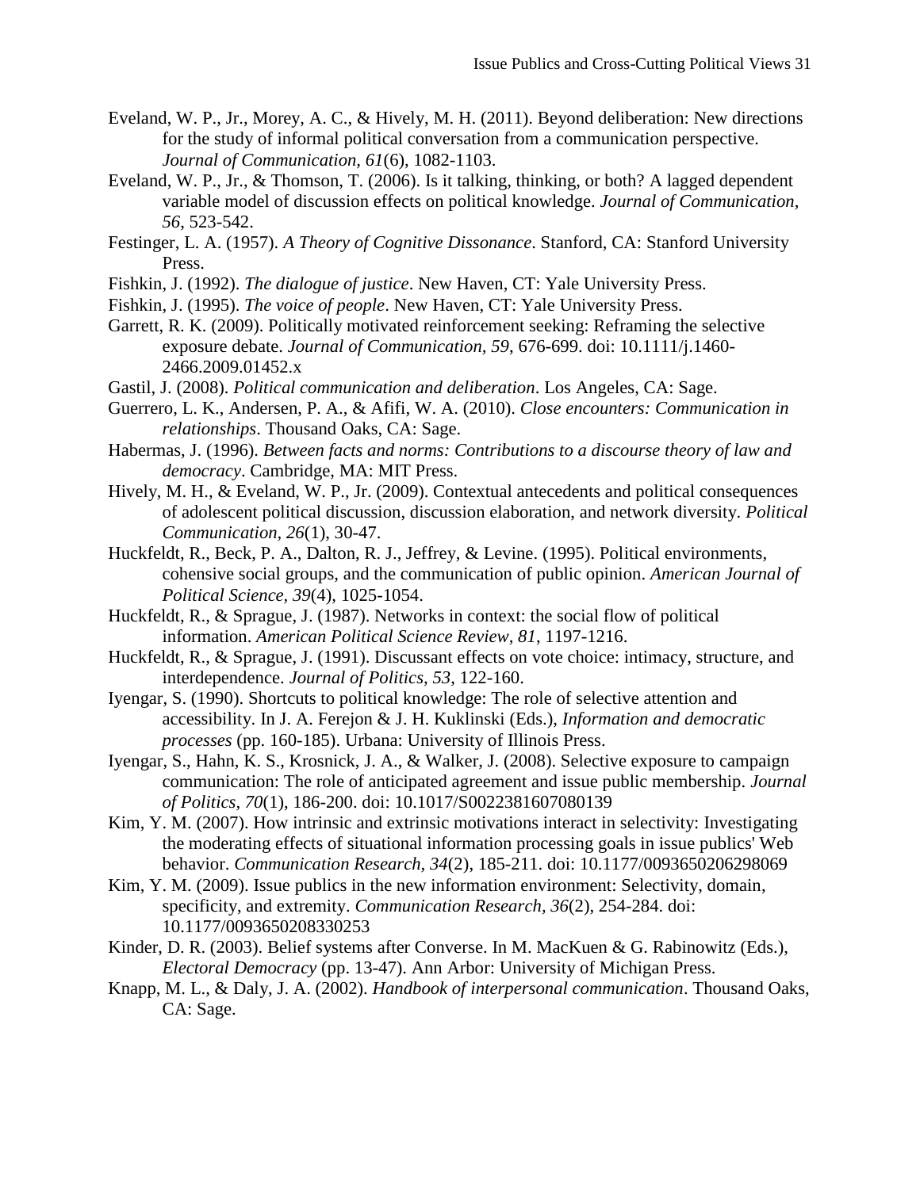Eveland, W. P., Jr., Morey, A. C., & Hively, M. H. (2011). Beyond deliberation: New directions for the study of informal political conversation from a communication perspective. *Journal of Communication*, *61*(6), 1082-1103.

Eveland, W. P., Jr., & Thomson, T. (2006). Is it talking, thinking, or both? A lagged dependent variable model of discussion effects on political knowledge. *Journal of Communication*, *56*, 523-542.

Festinger, L. A. (1957). *A Theory of Cognitive Dissonance*. Stanford, CA: Stanford University Press.

Fishkin, J. (1992). *The dialogue of justice*. New Haven, CT: Yale University Press.

Fishkin, J. (1995). *The voice of people*. New Haven, CT: Yale University Press.

Garrett, R. K. (2009). Politically motivated reinforcement seeking: Reframing the selective exposure debate. *Journal of Communication, 59*, 676-699. doi: 10.1111/j.1460-2466.2009.01452.x

Gastil, J. (2008). *Political communication and deliberation*. Los Angeles, CA: Sage.

Guerrero, L. K., Andersen, P. A., & Afifi, W. A. (2010). *Close encounters: Communication in relationships*. Thousand Oaks, CA: Sage.

Habermas, J. (1996). *Between facts and norms: Contributions to a discourse theory of law and democracy*. Cambridge, MA: MIT Press.

Hively, M. H., & Eveland, W. P., Jr. (2009). Contextual antecedents and political consequences of adolescent political discussion, discussion elaboration, and network diversity. *Political Communication, 26*(1), 30-47.

Huckfeldt, R., Beck, P. A., Dalton, R. J., Jeffrey, & Levine. (1995). Political environments, cohensive social groups, and the communication of public opinion. *American Journal of Political Science, 39*(4), 1025-1054.

Huckfeldt, R., & Sprague, J. (1987). Networks in context: the social flow of political information. *American Political Science Review, 81*, 1197-1216.

Huckfeldt, R., & Sprague, J. (1991). Discussant effects on vote choice: intimacy, structure, and interdependence. *Journal of Politics, 53*, 122-160.

Iyengar, S. (1990). Shortcuts to political knowledge: The role of selective attention and accessibility. In J. A. Ferejon & J. H. Kuklinski (Eds.), *Information and democratic processes* (pp. 160-185). Urbana: University of Illinois Press.

Iyengar, S., Hahn, K. S., Krosnick, J. A., & Walker, J. (2008). Selective exposure to campaign communication: The role of anticipated agreement and issue public membership. *Journal of Politics*, *70*(1), 186-200. doi: 10.1017/S0022381607080139

Kim, Y. M. (2007). How intrinsic and extrinsic motivations interact in selectivity: Investigating the moderating effects of situational information processing goals in issue publics' Web behavior. *Communication Research*, *34*(2), 185-211. doi: 10.1177/0093650206298069

Kim, Y. M. (2009). Issue publics in the new information environment: Selectivity, domain, specificity, and extremity. *Communication Research*, *36*(2), 254-284. doi: 10.1177/0093650208330253

Kinder, D. R. (2003). Belief systems after Converse. In M. MacKuen & G. Rabinowitz (Eds.), *Electoral Democracy* (pp. 13-47). Ann Arbor: University of Michigan Press.

Knapp, M. L., & Daly, J. A. (2002). *Handbook of interpersonal communication*. Thousand Oaks, CA: Sage.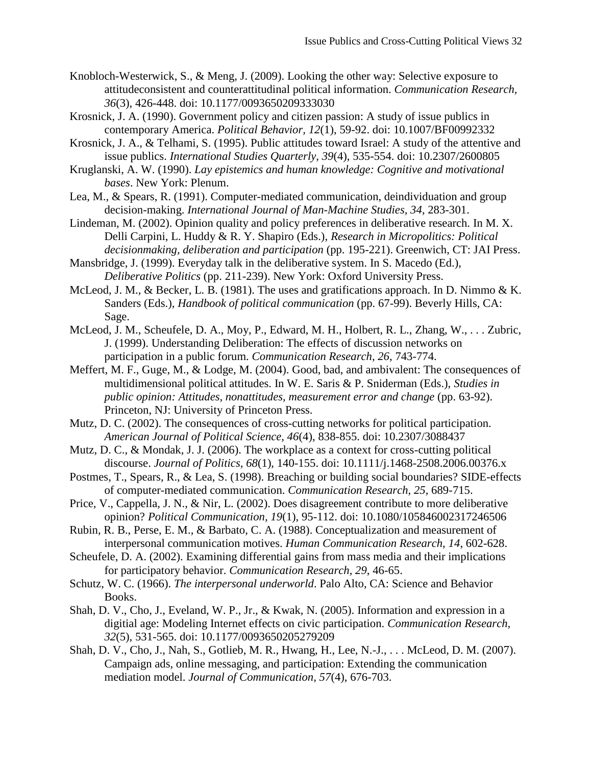Knobloch-Westerwick, S., & Meng, J. (2009). Looking the other way: Selective exposure to attitudeconsistent and counterattitudinal political information. *Communication Research, 36*(3), 426-448. doi: 10.1177/0093650209333030

Krosnick, J. A. (1990). Government policy and citizen passion: A study of issue publics in contemporary America. *Political Behavior, 12*(1), 59-92. doi: 10.1007/BF00992332

Krosnick, J. A., & Telhami, S. (1995). Public attitudes toward Israel: A study of the attentive and issue publics. *International Studies Quarterly, 39*(4), 535-554. doi: 10.2307/2600805

Kruglanski, A. W. (1990). *Lay epistemics and human knowledge: Cognitive and motivational bases*. New York: Plenum.

Lea, M., & Spears, R. (1991). Computer-mediated communication, deindividuation and group decision-making. *International Journal of Man-Machine Studies, 34*, 283-301.

Lindeman, M. (2002). Opinion quality and policy preferences in deliberative research. In M. X. Delli Carpini, L. Huddy & R. Y. Shapiro (Eds.), *Research in Micropolitics: Political decisionmaking, deliberation and participation* (pp. 195-221). Greenwich, CT: JAI Press.

Mansbridge, J. (1999). Everyday talk in the deliberative system. In S. Macedo (Ed.), *Deliberative Politics* (pp. 211-239). New York: Oxford University Press.

McLeod, J. M., & Becker, L. B. (1981). The uses and gratifications approach. In D. Nimmo & K. Sanders (Eds.), *Handbook of political communication* (pp. 67-99). Beverly Hills, CA: Sage.

McLeod, J. M., Scheufele, D. A., Moy, P., Edward, M. H., Holbert, R. L., Zhang, W., . . . Zubric, J. (1999). Understanding Deliberation: The effects of discussion networks on participation in a public forum. *Communication Research, 26*, 743-774.

Meffert, M. F., Guge, M., & Lodge, M. (2004). Good, bad, and ambivalent: The consequences of multidimensional political attitudes. In W. E. Saris & P. Sniderman (Eds.), *Studies in public opinion: Attitudes, nonattitudes, measurement error and change* (pp. 63-92). Princeton, NJ: University of Princeton Press.

Mutz, D. C. (2002). The consequences of cross-cutting networks for political participation. *American Journal of Political Science, 46*(4), 838-855. doi: 10.2307/3088437

Mutz, D. C., & Mondak, J. J. (2006). The workplace as a context for cross-cutting political discourse. *Journal of Politics, 68*(1), 140-155. doi: 10.1111/j.1468-2508.2006.00376.x

Postmes, T., Spears, R., & Lea, S. (1998). Breaching or building social boundaries? SIDE-effects of computer-mediated communication. *Communication Research, 25*, 689-715.

Price, V., Cappella, J. N., & Nir, L. (2002). Does disagreement contribute to more deliberative opinion? *Political Communication, 19*(1), 95-112. doi: 10.1080/105846002317246506

Rubin, R. B., Perse, E. M., & Barbato, C. A. (1988). Conceptualization and measurement of interpersonal communication motives. *Human Communication Research, 14*, 602-628.

Scheufele, D. A. (2002). Examining differential gains from mass media and their implications for participatory behavior. *Communication Research, 29*, 46-65.

Schutz, W. C. (1966). *The interpersonal underworld*. Palo Alto, CA: Science and Behavior Books.

Shah, D. V., Cho, J., Eveland, W. P., Jr., & Kwak, N. (2005). Information and expression in a digitial age: Modeling Internet effects on civic participation. *Communication Research, 32*(5), 531-565. doi: 10.1177/0093650205279209

Shah, D. V., Cho, J., Nah, S., Gotlieb, M. R., Hwang, H., Lee, N.-J., . . . McLeod, D. M. (2007). Campaign ads, online messaging, and participation: Extending the communication mediation model. *Journal of Communication, 57*(4), 676-703.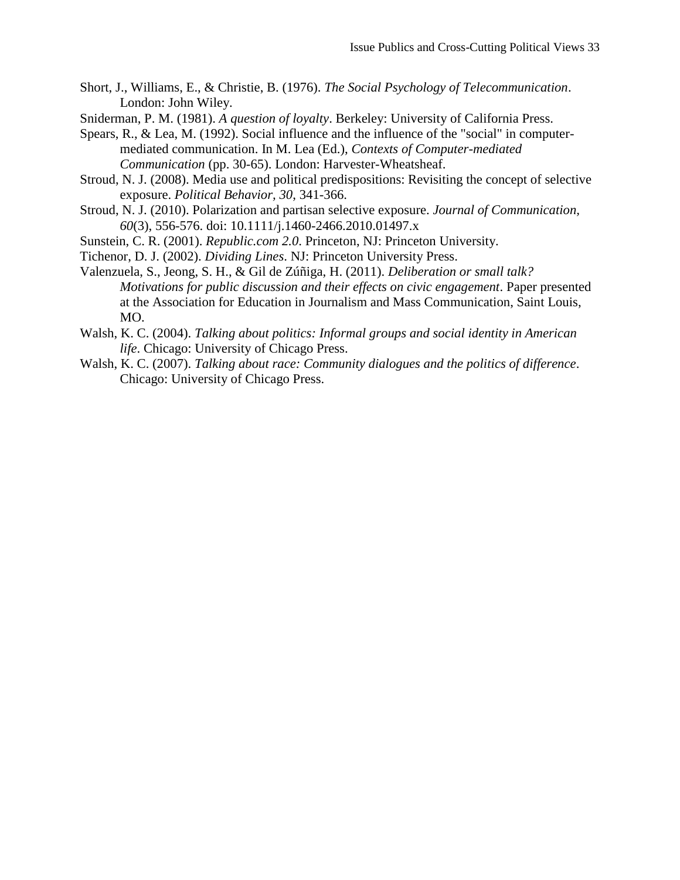Short, J., Williams, E., & Christie, B. (1976). *The Social Psychology of Telecommunication*. London: John Wiley.

Sniderman, P. M. (1981). *A question of loyalty*. Berkeley: University of California Press.

Spears, R., & Lea, M. (1992). Social influence and the influence of the "social" in computer-mediated communication. In M. Lea (Ed.), *Contexts of Computer-mediated Communication* (pp. 30-65). London: Harvester-Wheatsheaf.

Stroud, N. J. (2008). Media use and political predispositions: Revisiting the concept of selective exposure. *Political Behavior, 30*, 341-366.

Stroud, N. J. (2010). Polarization and partisan selective exposure. *Journal of Communication, 60*(3), 556-576. doi: 10.1111/j.1460-2466.2010.01497.x

Sunstein, C. R. (2001). *Republic.com 2.0*. Princeton, NJ: Princeton University.

Tichenor, D. J. (2002). *Dividing Lines*. NJ: Princeton University Press.

Valenzuela, S., Jeong, S. H., & Gil de Zúñiga, H. (2011). *Deliberation or small talk? Motivations for public discussion and their effects on civic engagement*. Paper presented at the Association for Education in Journalism and Mass Communication, Saint Louis, MO.

Walsh, K. C. (2004). *Talking about politics: Informal groups and social identity in American life*. Chicago: University of Chicago Press.

Walsh, K. C. (2007). *Talking about race: Community dialogues and the politics of difference*. Chicago: University of Chicago Press.